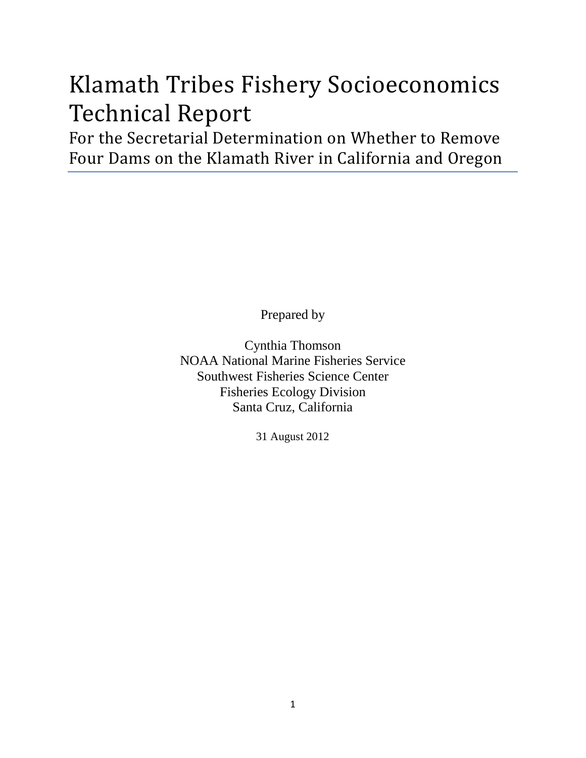# Klamath Tribes Fishery Socioeconomics Technical Report

## For the Secretarial Determination on Whether to Remove Four Dams on the Klamath River in California and Oregon

Prepared by

Cynthia Thomson
NOAA National Marine Fisheries Service
Southwest Fisheries Science Center
Fisheries Ecology Division
Santa Cruz, California

31 August 2012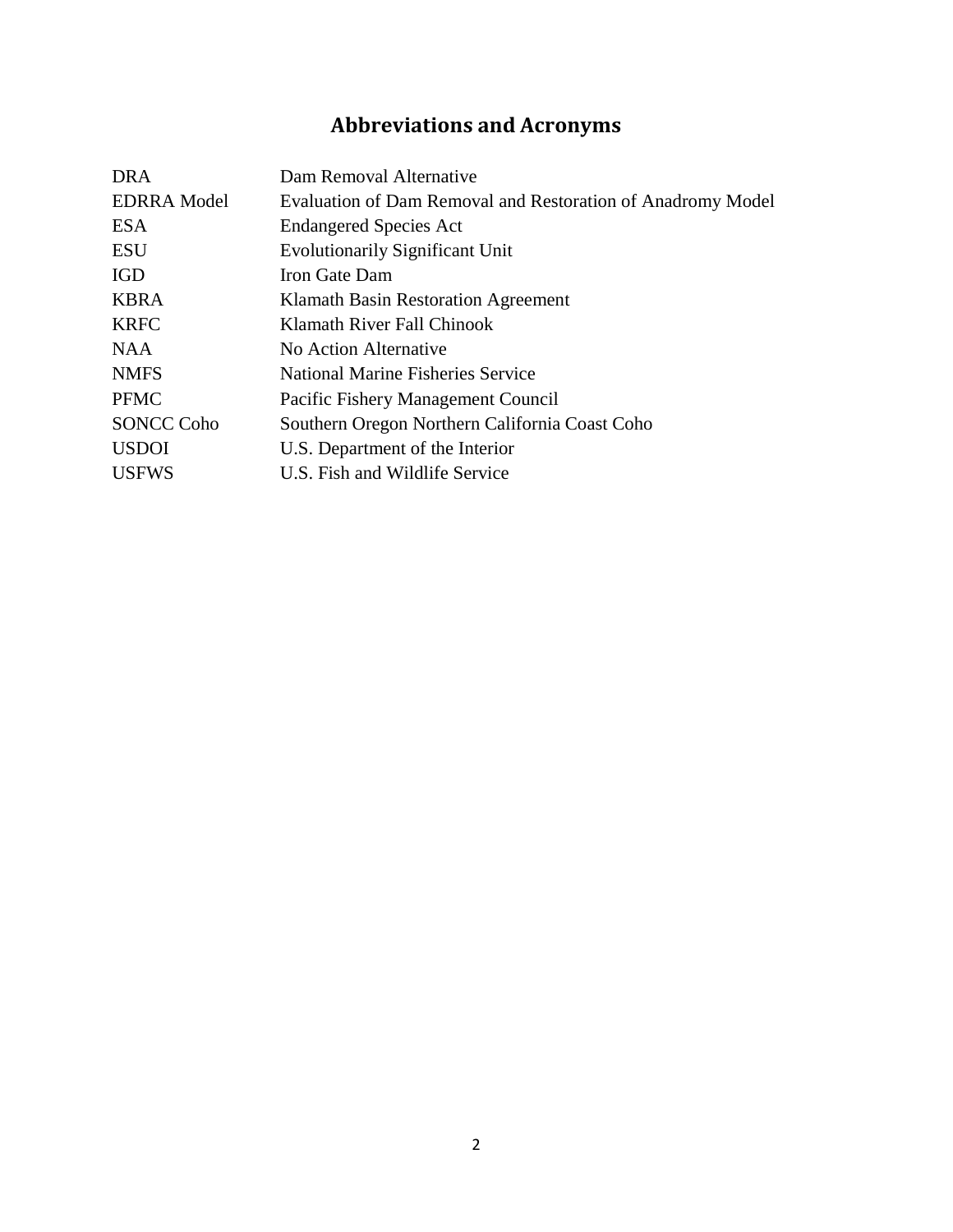# Abbreviations and Acronyms

| | |
|---|---|
| DRA | Dam Removal Alternative |
| EDRRA Model | Evaluation of Dam Removal and Restoration of Anadromy Model |
| ESA | Endangered Species Act |
| ESU | Evolutionarily Significant Unit |
| IGD | Iron Gate Dam |
| KBRA | Klamath Basin Restoration Agreement |
| KRFC | Klamath River Fall Chinook |
| NAA | No Action Alternative |
| NMFS | National Marine Fisheries Service |
| PFMC | Pacific Fishery Management Council |
| SONCC Coho | Southern Oregon Northern California Coast Coho |
| USDOI | U.S. Department of the Interior |
| USFWS | U.S. Fish and Wildlife Service |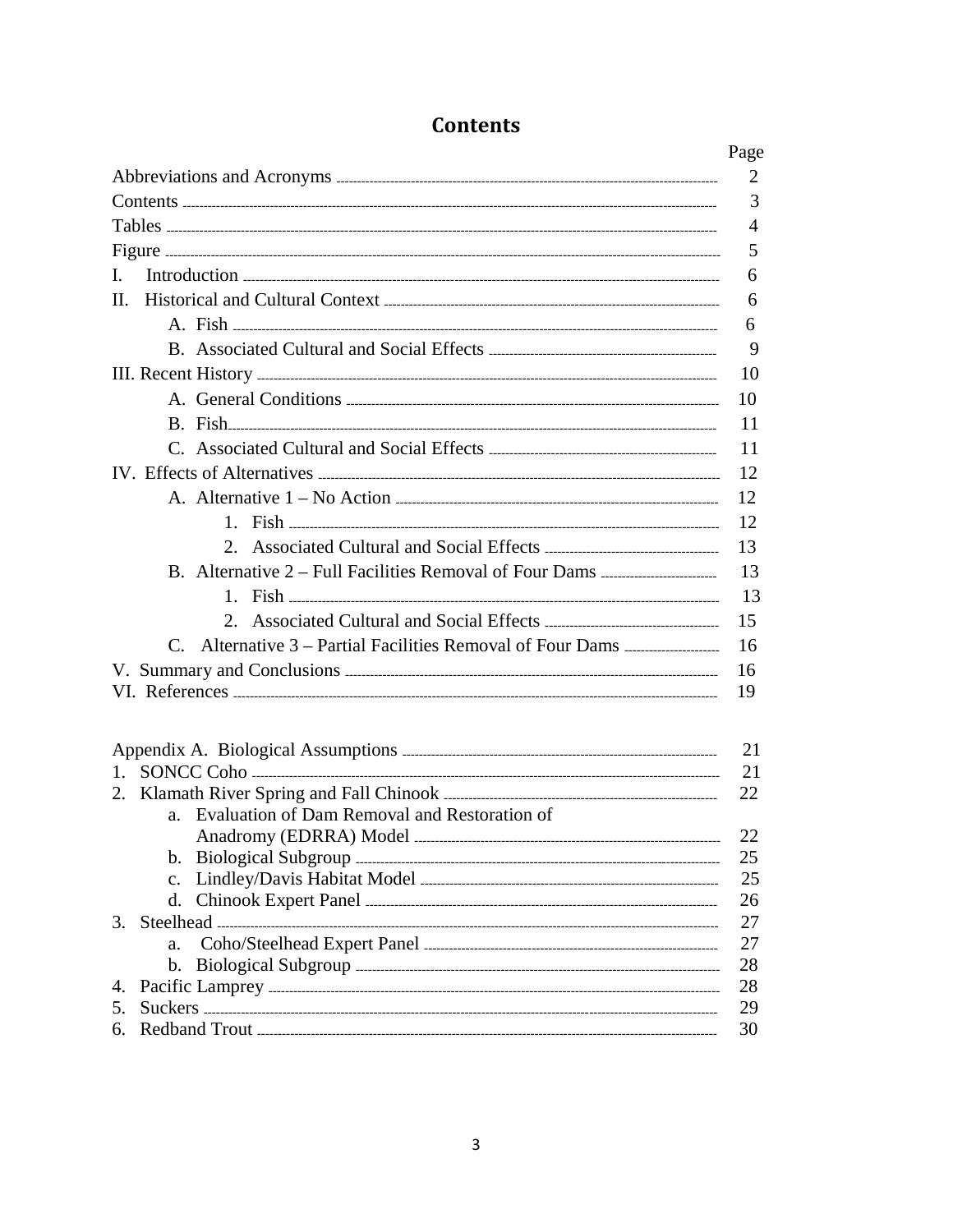# Contents

| | Page |
|---|---|
| Abbreviations and Acronyms | 2 |
| Contents | 3 |
| Tables | 4 |
| Figure | 5 |
| I. Introduction | 6 |
| II. Historical and Cultural Context | 6 |
| A. Fish | 6 |
| B. Associated Cultural and Social Effects | 9 |
| III. Recent History | 10 |
| A. General Conditions | 10 |
| B. Fish | 11 |
| C. Associated Cultural and Social Effects | 11 |
| IV. Effects of Alternatives | 12 |
| A. Alternative 1 – No Action | 12 |
| 1. Fish | 12 |
| 2. Associated Cultural and Social Effects | 13 |
| B. Alternative 2 – Full Facilities Removal of Four Dams | 13 |
| 1. Fish | 13 |
| 2. Associated Cultural and Social Effects | 15 |
| C. Alternative 3 – Partial Facilities Removal of Four Dams | 16 |
| V. Summary and Conclusions | 16 |
| VI. References | 19 |

| | |
|---|---|
| Appendix A. Biological Assumptions | 21 |
| 1. SONCC Coho | 21 |
| 2. Klamath River Spring and Fall Chinook | 22 |
| a. Evaluation of Dam Removal and Restoration of Anadromy (EDRRA) Model | 22 |
| b. Biological Subgroup | 25 |
| c. Lindley/Davis Habitat Model | 25 |
| d. Chinook Expert Panel | 26 |
| 3. Steelhead | 27 |
| a. Coho/Steelhead Expert Panel | 27 |
| b. Biological Subgroup | 28 |
| 4. Pacific Lamprey | 28 |
| 5. Suckers | 29 |
| 6. Redband Trout | 30 |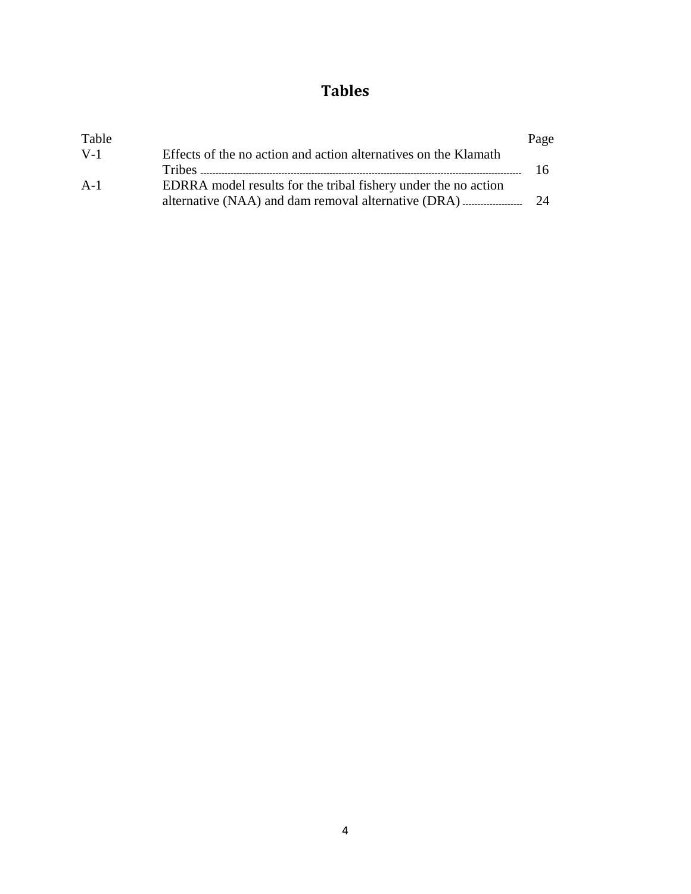# Tables

| Table | | Page |
|---|---|---|
| V-1 | Effects of the no action and action alternatives on the Klamath Tribes | 16 |
| A-1 | EDRRA model results for the tribal fishery under the no action alternative (NAA) and dam removal alternative (DRA) | 24 |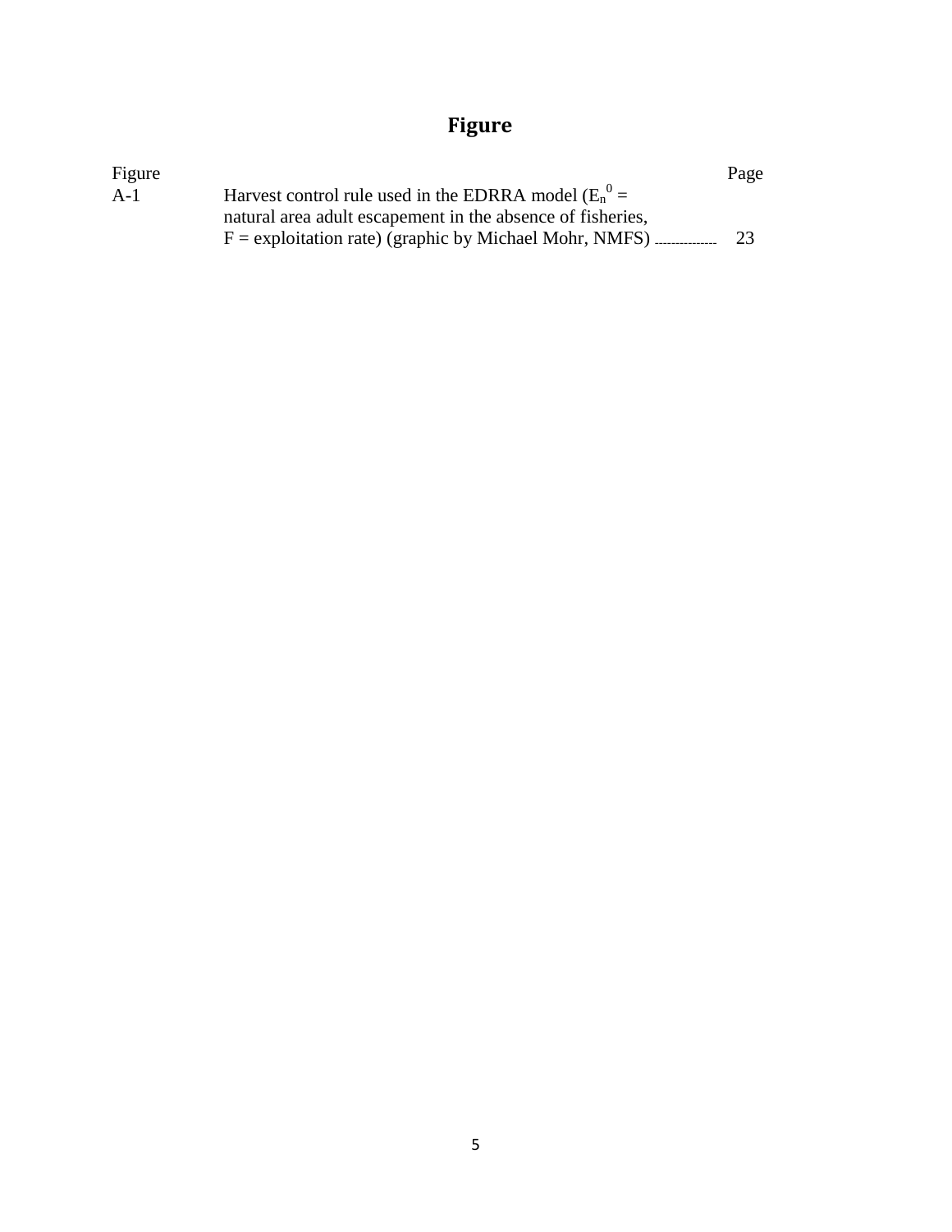# Figure

| Figure | | Page |
|---|---|---|
| A-1 | Harvest control rule used in the EDRRA model ($E_n^0$ = natural area adult escapement in the absence of fisheries, F = exploitation rate) (graphic by Michael Mohr, NMFS) | 23 |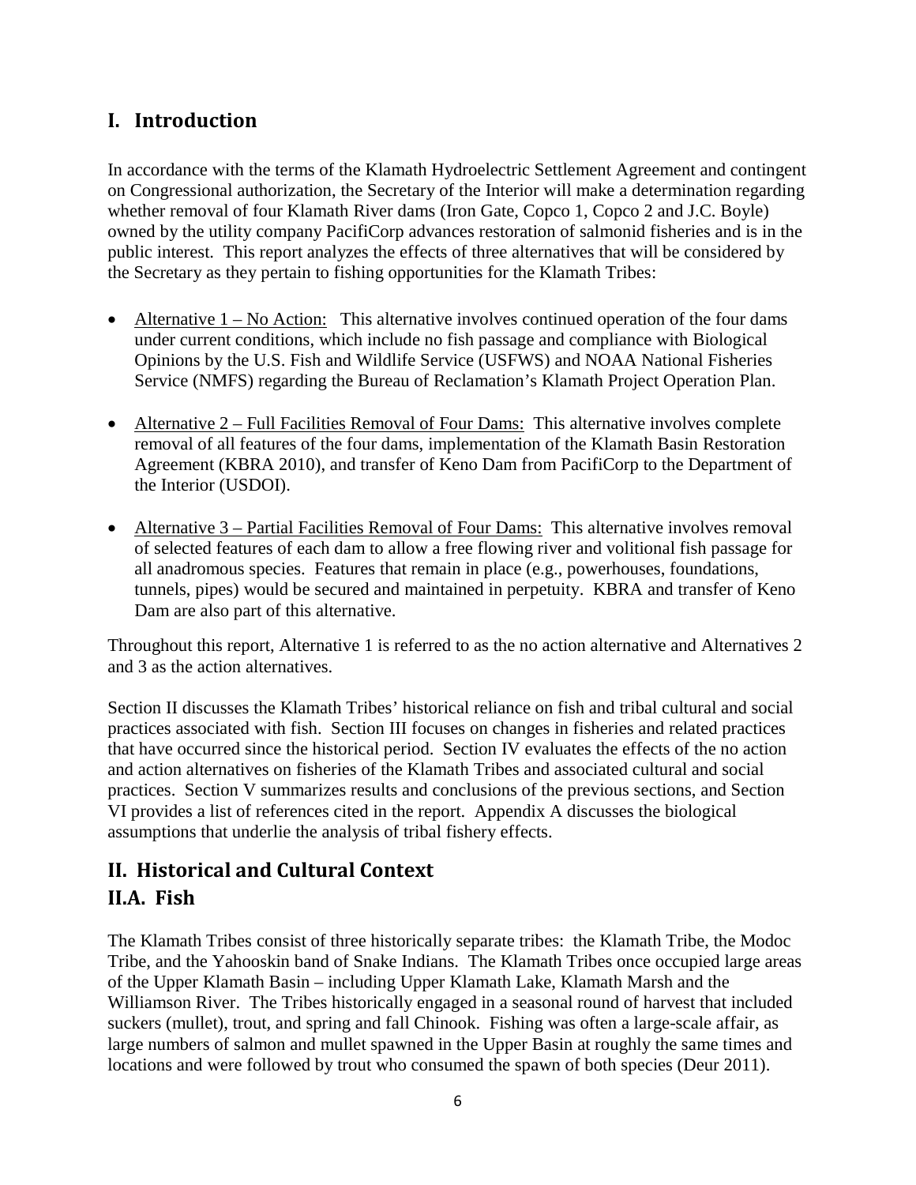# I. Introduction

In accordance with the terms of the Klamath Hydroelectric Settlement Agreement and contingent on Congressional authorization, the Secretary of the Interior will make a determination regarding whether removal of four Klamath River dams (Iron Gate, Copco 1, Copco 2 and J.C. Boyle) owned by the utility company PacifiCorp advances restoration of salmonid fisheries and is in the public interest. This report analyzes the effects of three alternatives that will be considered by the Secretary as they pertain to fishing opportunities for the Klamath Tribes:

- Alternative 1 – No Action: This alternative involves continued operation of the four dams under current conditions, which include no fish passage and compliance with Biological Opinions by the U.S. Fish and Wildlife Service (USFWS) and NOAA National Fisheries Service (NMFS) regarding the Bureau of Reclamation's Klamath Project Operation Plan.
- Alternative 2 – Full Facilities Removal of Four Dams: This alternative involves complete removal of all features of the four dams, implementation of the Klamath Basin Restoration Agreement (KBRA 2010), and transfer of Keno Dam from PacifiCorp to the Department of the Interior (USDOI).
- Alternative 3 – Partial Facilities Removal of Four Dams: This alternative involves removal of selected features of each dam to allow a free flowing river and volitional fish passage for all anadromous species. Features that remain in place (e.g., powerhouses, foundations, tunnels, pipes) would be secured and maintained in perpetuity. KBRA and transfer of Keno Dam are also part of this alternative.

Throughout this report, Alternative 1 is referred to as the no action alternative and Alternatives 2 and 3 as the action alternatives.

Section II discusses the Klamath Tribes' historical reliance on fish and tribal cultural and social practices associated with fish. Section III focuses on changes in fisheries and related practices that have occurred since the historical period. Section IV evaluates the effects of the no action and action alternatives on fisheries of the Klamath Tribes and associated cultural and social practices. Section V summarizes results and conclusions of the previous sections, and Section VI provides a list of references cited in the report. Appendix A discusses the biological assumptions that underlie the analysis of tribal fishery effects.

# II. Historical and Cultural Context

## II.A. Fish

The Klamath Tribes consist of three historically separate tribes: the Klamath Tribe, the Modoc Tribe, and the Yahooskin band of Snake Indians. The Klamath Tribes once occupied large areas of the Upper Klamath Basin – including Upper Klamath Lake, Klamath Marsh and the Williamson River. The Tribes historically engaged in a seasonal round of harvest that included suckers (mullet), trout, and spring and fall Chinook. Fishing was often a large-scale affair, as large numbers of salmon and mullet spawned in the Upper Basin at roughly the same times and locations and were followed by trout who consumed the spawn of both species (Deur 2011).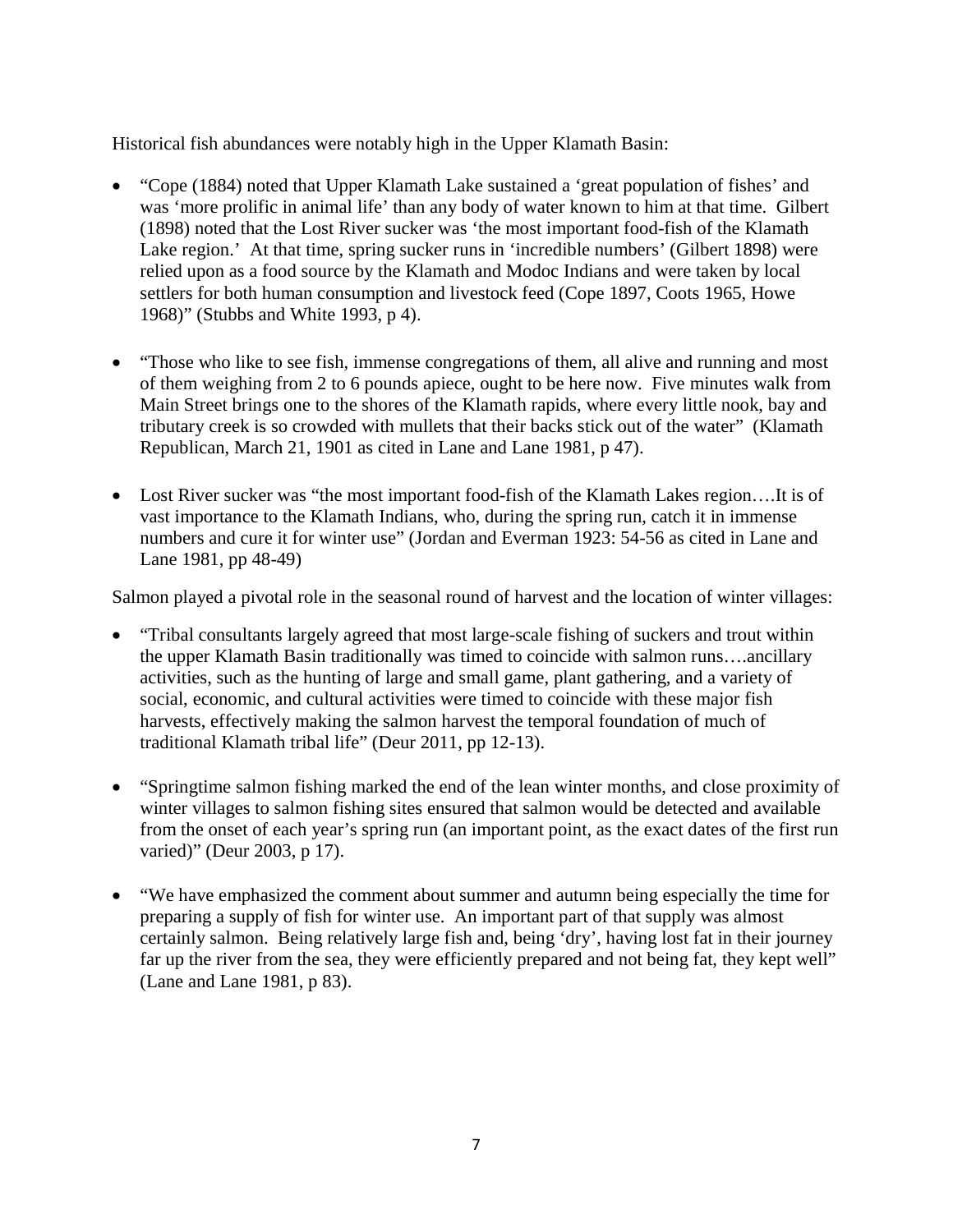Historical fish abundances were notably high in the Upper Klamath Basin:

- "Cope (1884) noted that Upper Klamath Lake sustained a 'great population of fishes' and was 'more prolific in animal life' than any body of water known to him at that time. Gilbert (1898) noted that the Lost River sucker was 'the most important food-fish of the Klamath Lake region.' At that time, spring sucker runs in 'incredible numbers' (Gilbert 1898) were relied upon as a food source by the Klamath and Modoc Indians and were taken by local settlers for both human consumption and livestock feed (Cope 1897, Coots 1965, Howe 1968)" (Stubbs and White 1993, p 4).

- "Those who like to see fish, immense congregations of them, all alive and running and most of them weighing from 2 to 6 pounds apiece, ought to be here now. Five minutes walk from Main Street brings one to the shores of the Klamath rapids, where every little nook, bay and tributary creek is so crowded with mullets that their backs stick out of the water" (Klamath Republican, March 21, 1901 as cited in Lane and Lane 1981, p 47).

- Lost River sucker was "the most important food-fish of the Klamath Lakes region….It is of vast importance to the Klamath Indians, who, during the spring run, catch it in immense numbers and cure it for winter use" (Jordan and Everman 1923: 54-56 as cited in Lane and Lane 1981, pp 48-49)

Salmon played a pivotal role in the seasonal round of harvest and the location of winter villages:

- "Tribal consultants largely agreed that most large-scale fishing of suckers and trout within the upper Klamath Basin traditionally was timed to coincide with salmon runs….ancillary activities, such as the hunting of large and small game, plant gathering, and a variety of social, economic, and cultural activities were timed to coincide with these major fish harvests, effectively making the salmon harvest the temporal foundation of much of traditional Klamath tribal life" (Deur 2011, pp 12-13).

- "Springtime salmon fishing marked the end of the lean winter months, and close proximity of winter villages to salmon fishing sites ensured that salmon would be detected and available from the onset of each year's spring run (an important point, as the exact dates of the first run varied)" (Deur 2003, p 17).

- "We have emphasized the comment about summer and autumn being especially the time for preparing a supply of fish for winter use. An important part of that supply was almost certainly salmon. Being relatively large fish and, being 'dry', having lost fat in their journey far up the river from the sea, they were efficiently prepared and not being fat, they kept well" (Lane and Lane 1981, p 83).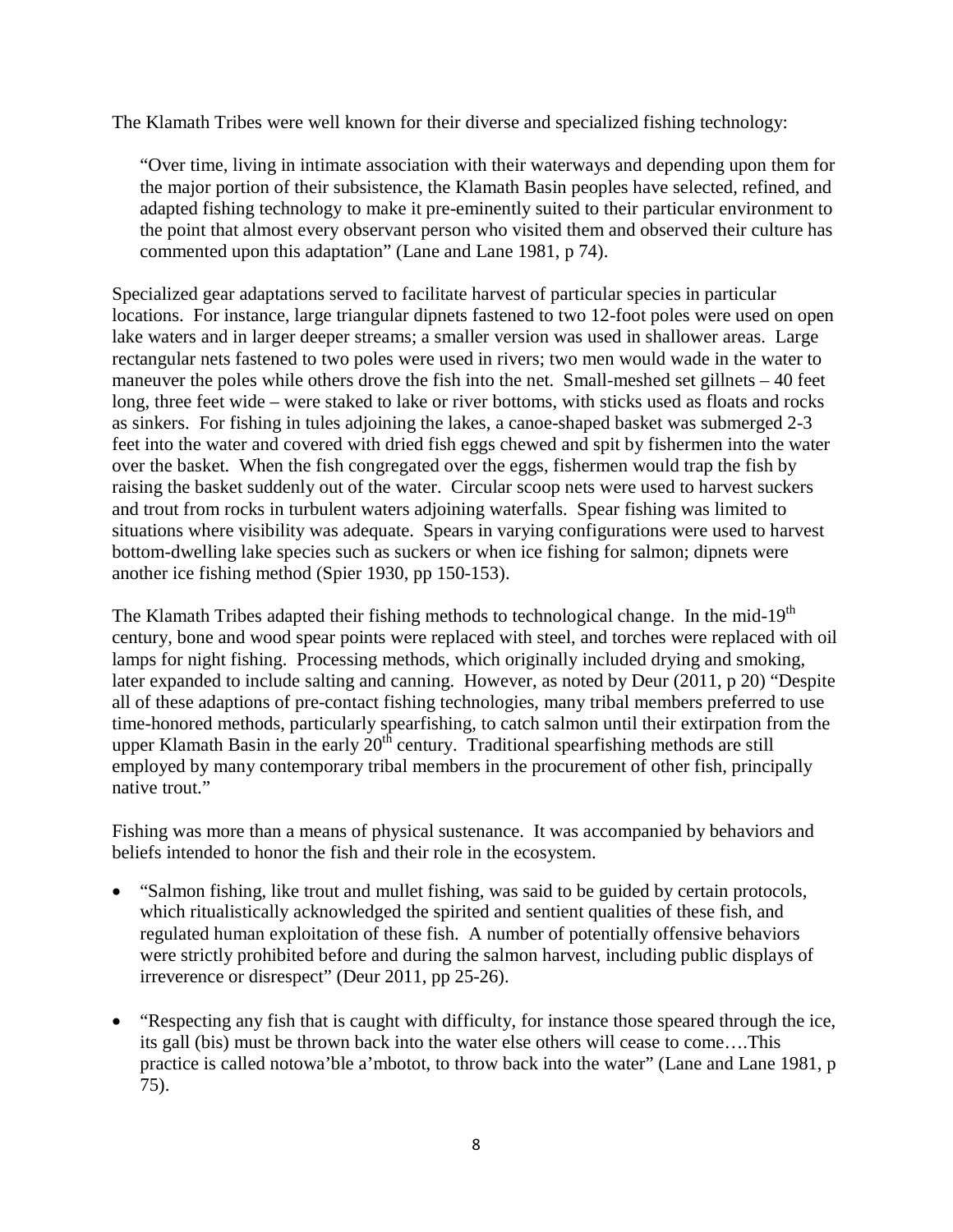The Klamath Tribes were well known for their diverse and specialized fishing technology:

> "Over time, living in intimate association with their waterways and depending upon them for the major portion of their subsistence, the Klamath Basin peoples have selected, refined, and adapted fishing technology to make it pre-eminently suited to their particular environment to the point that almost every observant person who visited them and observed their culture has commented upon this adaptation" (Lane and Lane 1981, p 74).

Specialized gear adaptations served to facilitate harvest of particular species in particular locations. For instance, large triangular dipnets fastened to two 12-foot poles were used on open lake waters and in larger deeper streams; a smaller version was used in shallower areas. Large rectangular nets fastened to two poles were used in rivers; two men would wade in the water to maneuver the poles while others drove the fish into the net. Small-meshed set gillnets – 40 feet long, three feet wide – were staked to lake or river bottoms, with sticks used as floats and rocks as sinkers. For fishing in tules adjoining the lakes, a canoe-shaped basket was submerged 2-3 feet into the water and covered with dried fish eggs chewed and spit by fishermen into the water over the basket. When the fish congregated over the eggs, fishermen would trap the fish by raising the basket suddenly out of the water. Circular scoop nets were used to harvest suckers and trout from rocks in turbulent waters adjoining waterfalls. Spear fishing was limited to situations where visibility was adequate. Spears in varying configurations were used to harvest bottom-dwelling lake species such as suckers or when ice fishing for salmon; dipnets were another ice fishing method (Spier 1930, pp 150-153).

The Klamath Tribes adapted their fishing methods to technological change. In the mid-19th century, bone and wood spear points were replaced with steel, and torches were replaced with oil lamps for night fishing. Processing methods, which originally included drying and smoking, later expanded to include salting and canning. However, as noted by Deur (2011, p 20) "Despite all of these adaptions of pre-contact fishing technologies, many tribal members preferred to use time-honored methods, particularly spearfishing, to catch salmon until their extirpation from the upper Klamath Basin in the early 20th century. Traditional spearfishing methods are still employed by many contemporary tribal members in the procurement of other fish, principally native trout."

Fishing was more than a means of physical sustenance. It was accompanied by behaviors and beliefs intended to honor the fish and their role in the ecosystem.

- "Salmon fishing, like trout and mullet fishing, was said to be guided by certain protocols, which ritualistically acknowledged the spirited and sentient qualities of these fish, and regulated human exploitation of these fish. A number of potentially offensive behaviors were strictly prohibited before and during the salmon harvest, including public displays of irreverence or disrespect" (Deur 2011, pp 25-26).
- "Respecting any fish that is caught with difficulty, for instance those speared through the ice, its gall (bis) must be thrown back into the water else others will cease to come….This practice is called notowa'ble a'mbotot, to throw back into the water" (Lane and Lane 1981, p 75).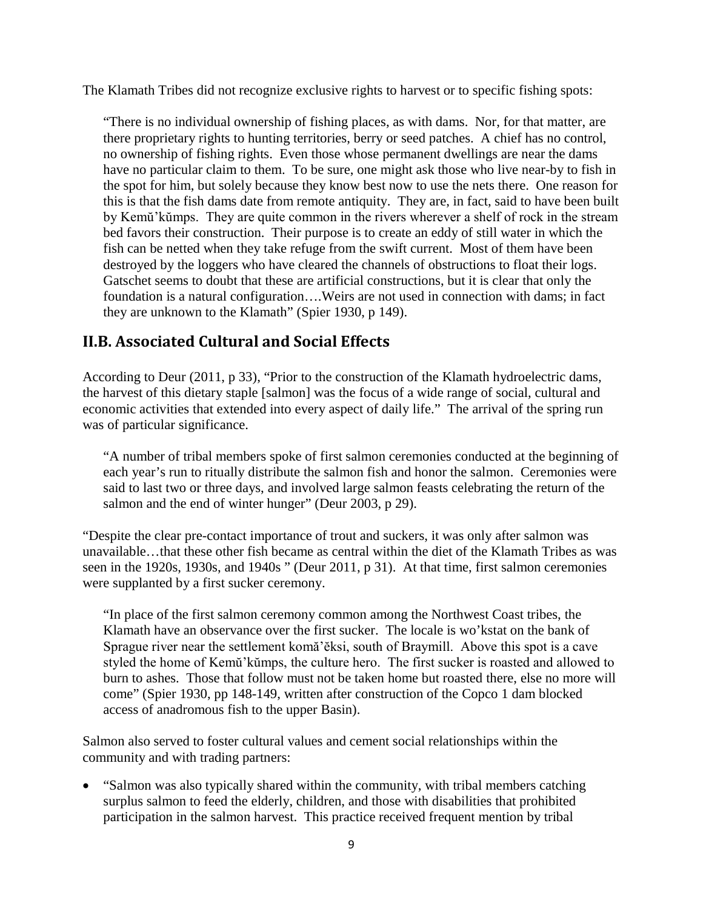The Klamath Tribes did not recognize exclusive rights to harvest or to specific fishing spots:

> "There is no individual ownership of fishing places, as with dams. Nor, for that matter, are there proprietary rights to hunting territories, berry or seed patches. A chief has no control, no ownership of fishing rights. Even those whose permanent dwellings are near the dams have no particular claim to them. To be sure, one might ask those who live near-by to fish in the spot for him, but solely because they know best now to use the nets there. One reason for this is that the fish dams date from remote antiquity. They are, in fact, said to have been built by Kemŭ'kŭmps. They are quite common in the rivers wherever a shelf of rock in the stream bed favors their construction. Their purpose is to create an eddy of still water in which the fish can be netted when they take refuge from the swift current. Most of them have been destroyed by the loggers who have cleared the channels of obstructions to float their logs. Gatschet seems to doubt that these are artificial constructions, but it is clear that only the foundation is a natural configuration….Weirs are not used in connection with dams; in fact they are unknown to the Klamath" (Spier 1930, p 149).

## II.B. Associated Cultural and Social Effects

According to Deur (2011, p 33), "Prior to the construction of the Klamath hydroelectric dams, the harvest of this dietary staple [salmon] was the focus of a wide range of social, cultural and economic activities that extended into every aspect of daily life." The arrival of the spring run was of particular significance.

> "A number of tribal members spoke of first salmon ceremonies conducted at the beginning of each year's run to ritually distribute the salmon fish and honor the salmon. Ceremonies were said to last two or three days, and involved large salmon feasts celebrating the return of the salmon and the end of winter hunger" (Deur 2003, p 29).

"Despite the clear pre-contact importance of trout and suckers, it was only after salmon was unavailable…that these other fish became as central within the diet of the Klamath Tribes as was seen in the 1920s, 1930s, and 1940s " (Deur 2011, p 31). At that time, first salmon ceremonies were supplanted by a first sucker ceremony.

> "In place of the first salmon ceremony common among the Northwest Coast tribes, the Klamath have an observance over the first sucker. The locale is wo'kstat on the bank of Sprague river near the settlement komă'ĕksi, south of Braymill. Above this spot is a cave styled the home of Kemŭ'kŭmps, the culture hero. The first sucker is roasted and allowed to burn to ashes. Those that follow must not be taken home but roasted there, else no more will come" (Spier 1930, pp 148-149, written after construction of the Copco 1 dam blocked access of anadromous fish to the upper Basin).

Salmon also served to foster cultural values and cement social relationships within the community and with trading partners:

- "Salmon was also typically shared within the community, with tribal members catching surplus salmon to feed the elderly, children, and those with disabilities that prohibited participation in the salmon harvest. This practice received frequent mention by tribal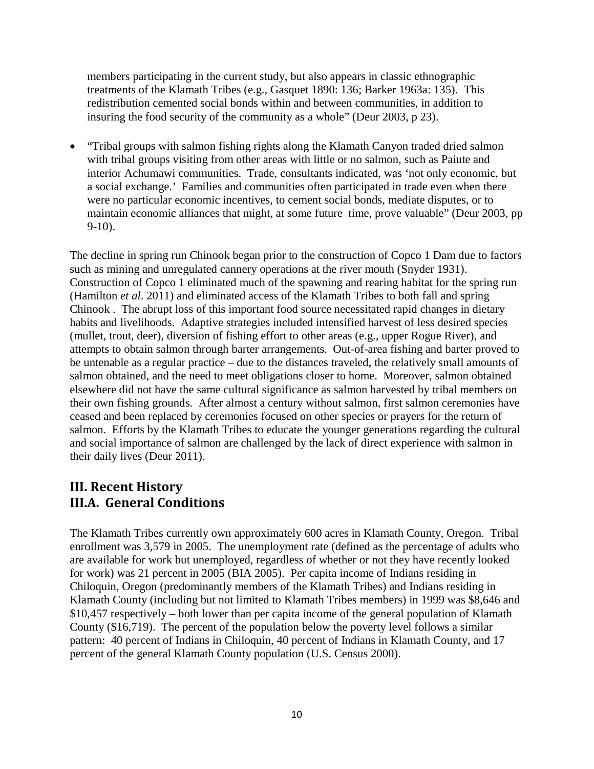members participating in the current study, but also appears in classic ethnographic treatments of the Klamath Tribes (e.g., Gasquet 1890: 136; Barker 1963a: 135). This redistribution cemented social bonds within and between communities, in addition to insuring the food security of the community as a whole" (Deur 2003, p 23).

- "Tribal groups with salmon fishing rights along the Klamath Canyon traded dried salmon with tribal groups visiting from other areas with little or no salmon, such as Paiute and interior Achumawi communities. Trade, consultants indicated, was 'not only economic, but a social exchange.' Families and communities often participated in trade even when there were no particular economic incentives, to cement social bonds, mediate disputes, or to maintain economic alliances that might, at some future time, prove valuable" (Deur 2003, pp 9-10).

The decline in spring run Chinook began prior to the construction of Copco 1 Dam due to factors such as mining and unregulated cannery operations at the river mouth (Snyder 1931). Construction of Copco 1 eliminated much of the spawning and rearing habitat for the spring run (Hamilton *et al*. 2011) and eliminated access of the Klamath Tribes to both fall and spring Chinook . The abrupt loss of this important food source necessitated rapid changes in dietary habits and livelihoods. Adaptive strategies included intensified harvest of less desired species (mullet, trout, deer), diversion of fishing effort to other areas (e.g., upper Rogue River), and attempts to obtain salmon through barter arrangements. Out-of-area fishing and barter proved to be untenable as a regular practice – due to the distances traveled, the relatively small amounts of salmon obtained, and the need to meet obligations closer to home. Moreover, salmon obtained elsewhere did not have the same cultural significance as salmon harvested by tribal members on their own fishing grounds. After almost a century without salmon, first salmon ceremonies have ceased and been replaced by ceremonies focused on other species or prayers for the return of salmon. Efforts by the Klamath Tribes to educate the younger generations regarding the cultural and social importance of salmon are challenged by the lack of direct experience with salmon in their daily lives (Deur 2011).

## III. Recent History

## III.A. General Conditions

The Klamath Tribes currently own approximately 600 acres in Klamath County, Oregon. Tribal enrollment was 3,579 in 2005. The unemployment rate (defined as the percentage of adults who are available for work but unemployed, regardless of whether or not they have recently looked for work) was 21 percent in 2005 (BIA 2005). Per capita income of Indians residing in Chiloquin, Oregon (predominantly members of the Klamath Tribes) and Indians residing in Klamath County (including but not limited to Klamath Tribes members) in 1999 was $8,646 and $10,457 respectively – both lower than per capita income of the general population of Klamath County ($16,719). The percent of the population below the poverty level follows a similar pattern: 40 percent of Indians in Chiloquin, 40 percent of Indians in Klamath County, and 17 percent of the general Klamath County population (U.S. Census 2000).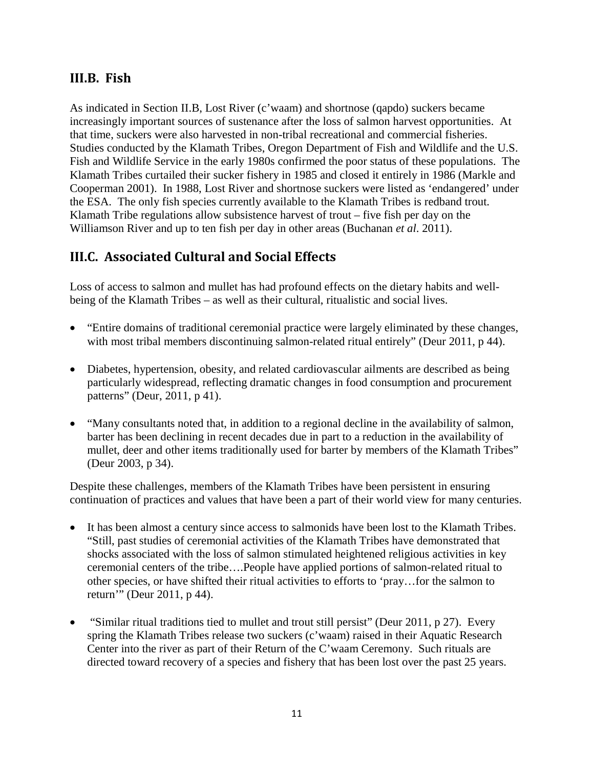## III.B. Fish

As indicated in Section II.B, Lost River (c'waam) and shortnose (qapdo) suckers became increasingly important sources of sustenance after the loss of salmon harvest opportunities. At that time, suckers were also harvested in non-tribal recreational and commercial fisheries. Studies conducted by the Klamath Tribes, Oregon Department of Fish and Wildlife and the U.S. Fish and Wildlife Service in the early 1980s confirmed the poor status of these populations. The Klamath Tribes curtailed their sucker fishery in 1985 and closed it entirely in 1986 (Markle and Cooperman 2001). In 1988, Lost River and shortnose suckers were listed as 'endangered' under the ESA. The only fish species currently available to the Klamath Tribes is redband trout. Klamath Tribe regulations allow subsistence harvest of trout – five fish per day on the Williamson River and up to ten fish per day in other areas (Buchanan *et al*. 2011).

## III.C. Associated Cultural and Social Effects

Loss of access to salmon and mullet has had profound effects on the dietary habits and well-being of the Klamath Tribes – as well as their cultural, ritualistic and social lives.

- "Entire domains of traditional ceremonial practice were largely eliminated by these changes, with most tribal members discontinuing salmon-related ritual entirely" (Deur 2011, p 44).
- Diabetes, hypertension, obesity, and related cardiovascular ailments are described as being particularly widespread, reflecting dramatic changes in food consumption and procurement patterns" (Deur, 2011, p 41).
- "Many consultants noted that, in addition to a regional decline in the availability of salmon, barter has been declining in recent decades due in part to a reduction in the availability of mullet, deer and other items traditionally used for barter by members of the Klamath Tribes" (Deur 2003, p 34).

Despite these challenges, members of the Klamath Tribes have been persistent in ensuring continuation of practices and values that have been a part of their world view for many centuries.

- It has been almost a century since access to salmonids have been lost to the Klamath Tribes. "Still, past studies of ceremonial activities of the Klamath Tribes have demonstrated that shocks associated with the loss of salmon stimulated heightened religious activities in key ceremonial centers of the tribe….People have applied portions of salmon-related ritual to other species, or have shifted their ritual activities to efforts to 'pray…for the salmon to return'" (Deur 2011, p 44).
- "Similar ritual traditions tied to mullet and trout still persist" (Deur 2011, p 27). Every spring the Klamath Tribes release two suckers (c'waam) raised in their Aquatic Research Center into the river as part of their Return of the C'waam Ceremony. Such rituals are directed toward recovery of a species and fishery that has been lost over the past 25 years.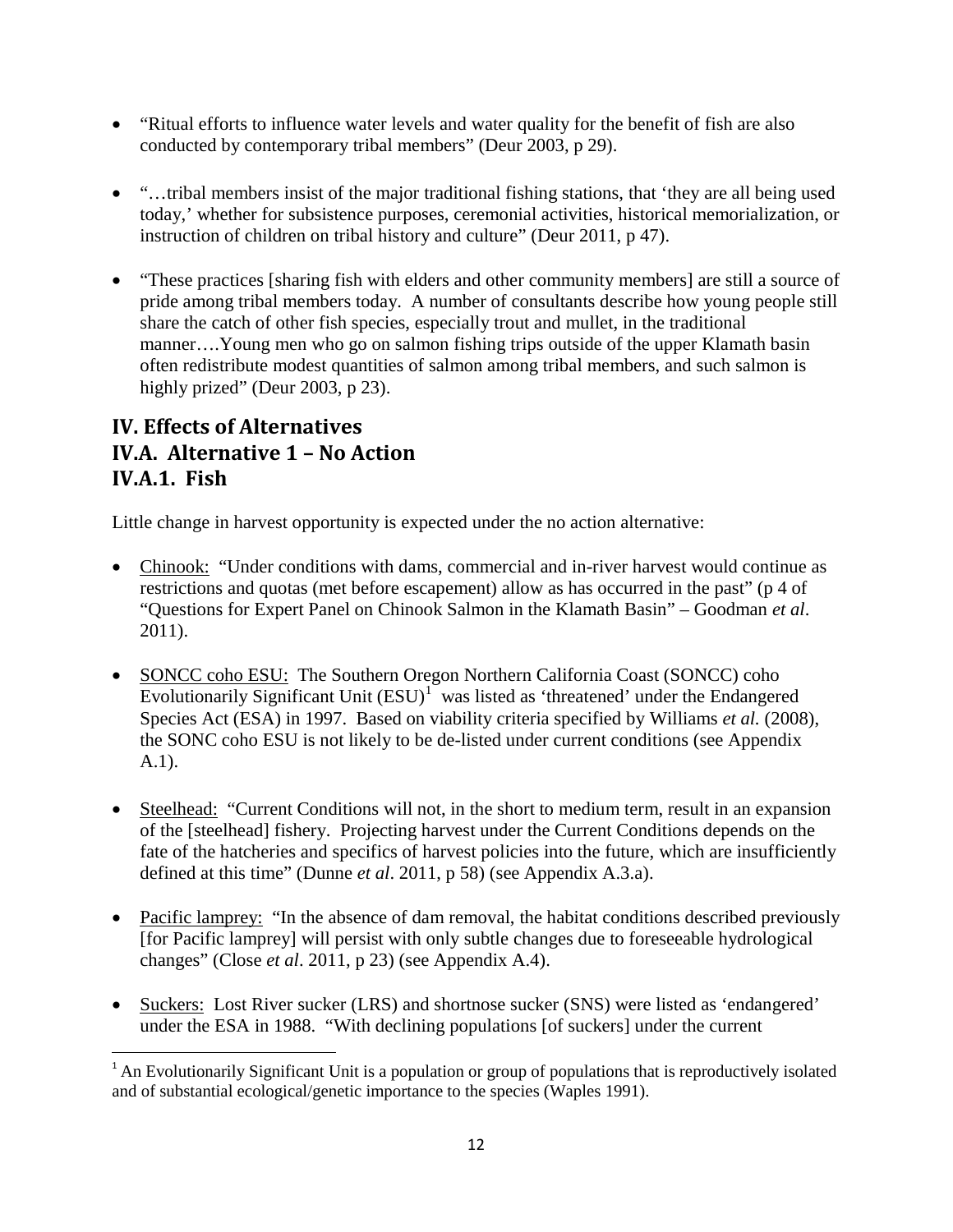- "Ritual efforts to influence water levels and water quality for the benefit of fish are also conducted by contemporary tribal members" (Deur 2003, p 29).

- "…tribal members insist of the major traditional fishing stations, that 'they are all being used today,' whether for subsistence purposes, ceremonial activities, historical memorialization, or instruction of children on tribal history and culture" (Deur 2011, p 47).

- "These practices [sharing fish with elders and other community members] are still a source of pride among tribal members today. A number of consultants describe how young people still share the catch of other fish species, especially trout and mullet, in the traditional manner….Young men who go on salmon fishing trips outside of the upper Klamath basin often redistribute modest quantities of salmon among tribal members, and such salmon is highly prized" (Deur 2003, p 23).

## IV. Effects of Alternatives

## IV.A. Alternative 1 – No Action

### IV.A.1. Fish

Little change in harvest opportunity is expected under the no action alternative:

- Chinook: "Under conditions with dams, commercial and in-river harvest would continue as restrictions and quotas (met before escapement) allow as has occurred in the past" (p 4 of "Questions for Expert Panel on Chinook Salmon in the Klamath Basin" – Goodman *et al*. 2011).

- SONCC coho ESU: The Southern Oregon Northern California Coast (SONCC) coho Evolutionarily Significant Unit (ESU)[1] was listed as 'threatened' under the Endangered Species Act (ESA) in 1997. Based on viability criteria specified by Williams *et al.* (2008), the SONC coho ESU is not likely to be de-listed under current conditions (see Appendix A.1).

- Steelhead: "Current Conditions will not, in the short to medium term, result in an expansion of the [steelhead] fishery. Projecting harvest under the Current Conditions depends on the fate of the hatcheries and specifics of harvest policies into the future, which are insufficiently defined at this time" (Dunne *et al*. 2011, p 58) (see Appendix A.3.a).

- Pacific lamprey: "In the absence of dam removal, the habitat conditions described previously [for Pacific lamprey] will persist with only subtle changes due to foreseeable hydrological changes" (Close *et al*. 2011, p 23) (see Appendix A.4).

- Suckers: Lost River sucker (LRS) and shortnose sucker (SNS) were listed as 'endangered' under the ESA in 1988. "With declining populations [of suckers] under the current

[1] An Evolutionarily Significant Unit is a population or group of populations that is reproductively isolated and of substantial ecological/genetic importance to the species (Waples 1991).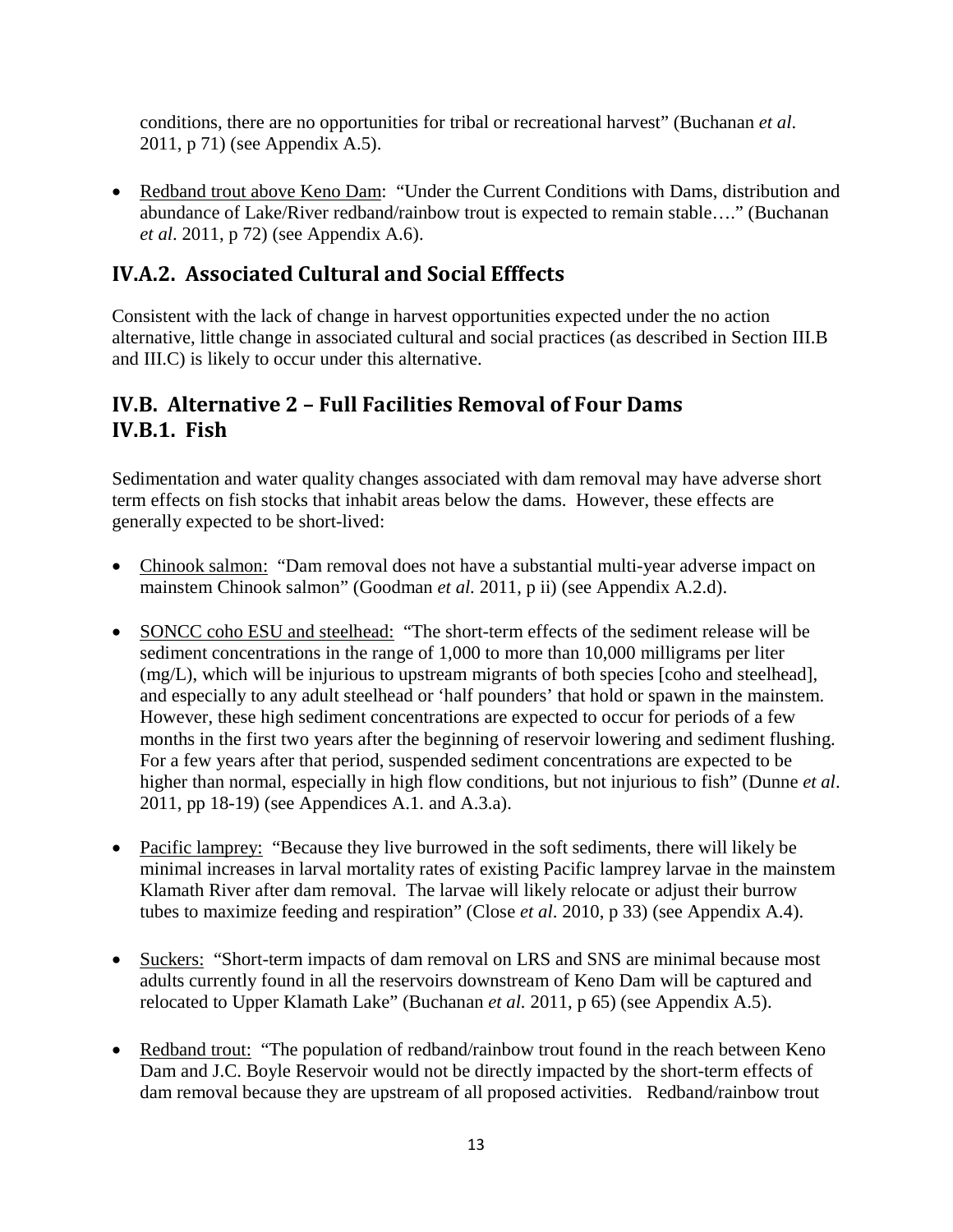conditions, there are no opportunities for tribal or recreational harvest" (Buchanan *et al*. 2011, p 71) (see Appendix A.5).

- Redband trout above Keno Dam: "Under the Current Conditions with Dams, distribution and abundance of Lake/River redband/rainbow trout is expected to remain stable…." (Buchanan *et al*. 2011, p 72) (see Appendix A.6).

## IV.A.2. Associated Cultural and Social Efffects

Consistent with the lack of change in harvest opportunities expected under the no action alternative, little change in associated cultural and social practices (as described in Section III.B and III.C) is likely to occur under this alternative.

## IV.B. Alternative 2 – Full Facilities Removal of Four Dams

## IV.B.1. Fish

Sedimentation and water quality changes associated with dam removal may have adverse short term effects on fish stocks that inhabit areas below the dams. However, these effects are generally expected to be short-lived:

- Chinook salmon: "Dam removal does not have a substantial multi-year adverse impact on mainstem Chinook salmon" (Goodman *et al.* 2011, p ii) (see Appendix A.2.d).

- SONCC coho ESU and steelhead: "The short-term effects of the sediment release will be sediment concentrations in the range of 1,000 to more than 10,000 milligrams per liter (mg/L), which will be injurious to upstream migrants of both species [coho and steelhead], and especially to any adult steelhead or 'half pounders' that hold or spawn in the mainstem. However, these high sediment concentrations are expected to occur for periods of a few months in the first two years after the beginning of reservoir lowering and sediment flushing. For a few years after that period, suspended sediment concentrations are expected to be higher than normal, especially in high flow conditions, but not injurious to fish" (Dunne *et al*. 2011, pp 18-19) (see Appendices A.1. and A.3.a).

- Pacific lamprey: "Because they live burrowed in the soft sediments, there will likely be minimal increases in larval mortality rates of existing Pacific lamprey larvae in the mainstem Klamath River after dam removal. The larvae will likely relocate or adjust their burrow tubes to maximize feeding and respiration" (Close *et al*. 2010, p 33) (see Appendix A.4).

- Suckers: "Short-term impacts of dam removal on LRS and SNS are minimal because most adults currently found in all the reservoirs downstream of Keno Dam will be captured and relocated to Upper Klamath Lake" (Buchanan *et al.* 2011, p 65) (see Appendix A.5).

- Redband trout: "The population of redband/rainbow trout found in the reach between Keno Dam and J.C. Boyle Reservoir would not be directly impacted by the short-term effects of dam removal because they are upstream of all proposed activities. Redband/rainbow trout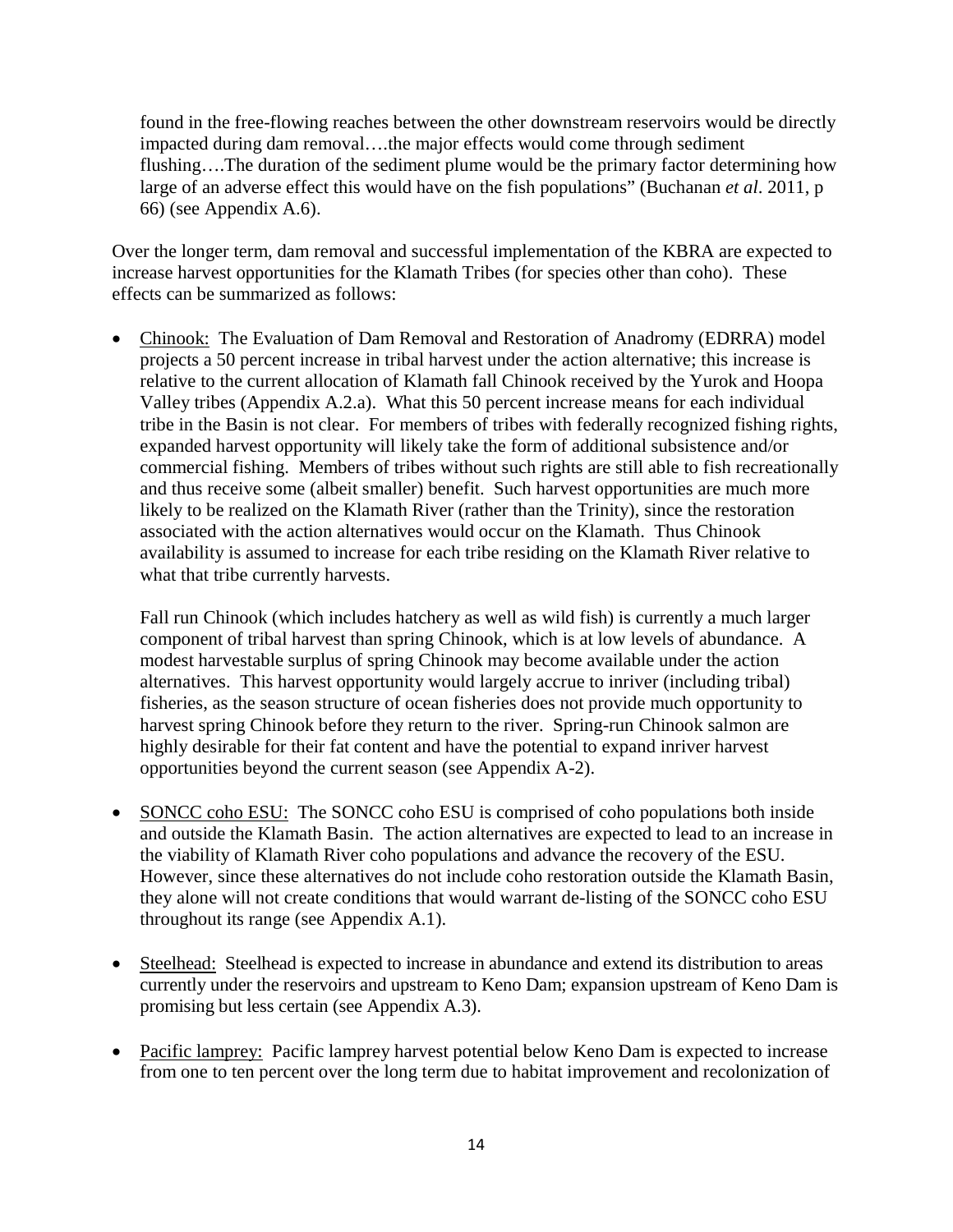found in the free-flowing reaches between the other downstream reservoirs would be directly impacted during dam removal….the major effects would come through sediment flushing….The duration of the sediment plume would be the primary factor determining how large of an adverse effect this would have on the fish populations" (Buchanan *et al.* 2011, p 66) (see Appendix A.6).

Over the longer term, dam removal and successful implementation of the KBRA are expected to increase harvest opportunities for the Klamath Tribes (for species other than coho). These effects can be summarized as follows:

- Chinook: The Evaluation of Dam Removal and Restoration of Anadromy (EDRRA) model projects a 50 percent increase in tribal harvest under the action alternative; this increase is relative to the current allocation of Klamath fall Chinook received by the Yurok and Hoopa Valley tribes (Appendix A.2.a). What this 50 percent increase means for each individual tribe in the Basin is not clear. For members of tribes with federally recognized fishing rights, expanded harvest opportunity will likely take the form of additional subsistence and/or commercial fishing. Members of tribes without such rights are still able to fish recreationally and thus receive some (albeit smaller) benefit. Such harvest opportunities are much more likely to be realized on the Klamath River (rather than the Trinity), since the restoration associated with the action alternatives would occur on the Klamath. Thus Chinook availability is assumed to increase for each tribe residing on the Klamath River relative to what that tribe currently harvests.

  Fall run Chinook (which includes hatchery as well as wild fish) is currently a much larger component of tribal harvest than spring Chinook, which is at low levels of abundance. A modest harvestable surplus of spring Chinook may become available under the action alternatives. This harvest opportunity would largely accrue to inriver (including tribal) fisheries, as the season structure of ocean fisheries does not provide much opportunity to harvest spring Chinook before they return to the river. Spring-run Chinook salmon are highly desirable for their fat content and have the potential to expand inriver harvest opportunities beyond the current season (see Appendix A-2).

- SONCC coho ESU: The SONCC coho ESU is comprised of coho populations both inside and outside the Klamath Basin. The action alternatives are expected to lead to an increase in the viability of Klamath River coho populations and advance the recovery of the ESU. However, since these alternatives do not include coho restoration outside the Klamath Basin, they alone will not create conditions that would warrant de-listing of the SONCC coho ESU throughout its range (see Appendix A.1).

- Steelhead: Steelhead is expected to increase in abundance and extend its distribution to areas currently under the reservoirs and upstream to Keno Dam; expansion upstream of Keno Dam is promising but less certain (see Appendix A.3).

- Pacific lamprey: Pacific lamprey harvest potential below Keno Dam is expected to increase from one to ten percent over the long term due to habitat improvement and recolonization of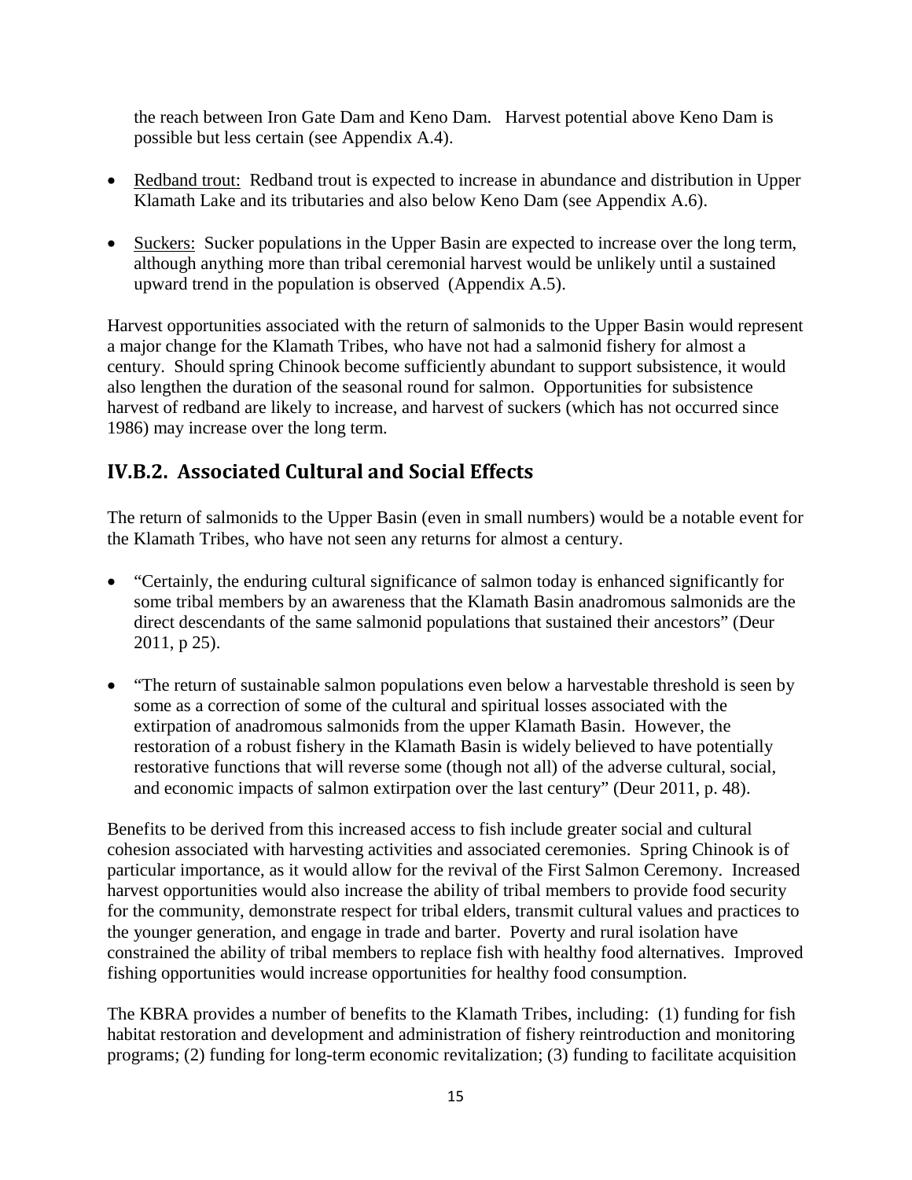the reach between Iron Gate Dam and Keno Dam. Harvest potential above Keno Dam is possible but less certain (see Appendix A.4).

- Redband trout: Redband trout is expected to increase in abundance and distribution in Upper Klamath Lake and its tributaries and also below Keno Dam (see Appendix A.6).
- Suckers: Sucker populations in the Upper Basin are expected to increase over the long term, although anything more than tribal ceremonial harvest would be unlikely until a sustained upward trend in the population is observed (Appendix A.5).

Harvest opportunities associated with the return of salmonids to the Upper Basin would represent a major change for the Klamath Tribes, who have not had a salmonid fishery for almost a century. Should spring Chinook become sufficiently abundant to support subsistence, it would also lengthen the duration of the seasonal round for salmon. Opportunities for subsistence harvest of redband are likely to increase, and harvest of suckers (which has not occurred since 1986) may increase over the long term.

## IV.B.2. Associated Cultural and Social Effects

The return of salmonids to the Upper Basin (even in small numbers) would be a notable event for the Klamath Tribes, who have not seen any returns for almost a century.

- "Certainly, the enduring cultural significance of salmon today is enhanced significantly for some tribal members by an awareness that the Klamath Basin anadromous salmonids are the direct descendants of the same salmonid populations that sustained their ancestors" (Deur 2011, p 25).
- "The return of sustainable salmon populations even below a harvestable threshold is seen by some as a correction of some of the cultural and spiritual losses associated with the extirpation of anadromous salmonids from the upper Klamath Basin. However, the restoration of a robust fishery in the Klamath Basin is widely believed to have potentially restorative functions that will reverse some (though not all) of the adverse cultural, social, and economic impacts of salmon extirpation over the last century" (Deur 2011, p. 48).

Benefits to be derived from this increased access to fish include greater social and cultural cohesion associated with harvesting activities and associated ceremonies. Spring Chinook is of particular importance, as it would allow for the revival of the First Salmon Ceremony. Increased harvest opportunities would also increase the ability of tribal members to provide food security for the community, demonstrate respect for tribal elders, transmit cultural values and practices to the younger generation, and engage in trade and barter. Poverty and rural isolation have constrained the ability of tribal members to replace fish with healthy food alternatives. Improved fishing opportunities would increase opportunities for healthy food consumption.

The KBRA provides a number of benefits to the Klamath Tribes, including: (1) funding for fish habitat restoration and development and administration of fishery reintroduction and monitoring programs; (2) funding for long-term economic revitalization; (3) funding to facilitate acquisition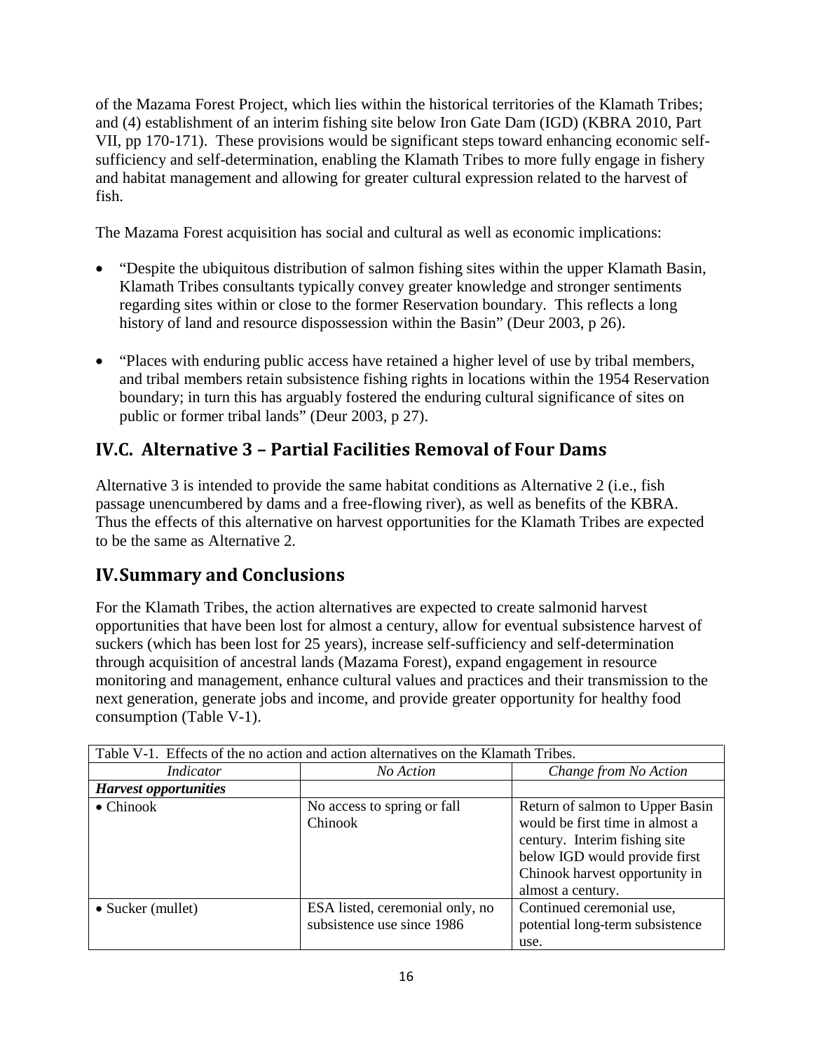of the Mazama Forest Project, which lies within the historical territories of the Klamath Tribes; and (4) establishment of an interim fishing site below Iron Gate Dam (IGD) (KBRA 2010, Part VII, pp 170-171). These provisions would be significant steps toward enhancing economic self-sufficiency and self-determination, enabling the Klamath Tribes to more fully engage in fishery and habitat management and allowing for greater cultural expression related to the harvest of fish.

The Mazama Forest acquisition has social and cultural as well as economic implications:

- "Despite the ubiquitous distribution of salmon fishing sites within the upper Klamath Basin, Klamath Tribes consultants typically convey greater knowledge and stronger sentiments regarding sites within or close to the former Reservation boundary. This reflects a long history of land and resource dispossession within the Basin" (Deur 2003, p 26).

- "Places with enduring public access have retained a higher level of use by tribal members, and tribal members retain subsistence fishing rights in locations within the 1954 Reservation boundary; in turn this has arguably fostered the enduring cultural significance of sites on public or former tribal lands" (Deur 2003, p 27).

## IV.C. Alternative 3 – Partial Facilities Removal of Four Dams

Alternative 3 is intended to provide the same habitat conditions as Alternative 2 (i.e., fish passage unencumbered by dams and a free-flowing river), as well as benefits of the KBRA. Thus the effects of this alternative on harvest opportunities for the Klamath Tribes are expected to be the same as Alternative 2.

## IV. Summary and Conclusions

For the Klamath Tribes, the action alternatives are expected to create salmonid harvest opportunities that have been lost for almost a century, allow for eventual subsistence harvest of suckers (which has been lost for 25 years), increase self-sufficiency and self-determination through acquisition of ancestral lands (Mazama Forest), expand engagement in resource monitoring and management, enhance cultural values and practices and their transmission to the next generation, generate jobs and income, and provide greater opportunity for healthy food consumption (Table V-1).

Table V-1. Effects of the no action and action alternatives on the Klamath Tribes.

| *Indicator* | *No Action* | *Change from No Action* |
|---|---|---|
| ***Harvest opportunities*** | | |
| • Chinook | No access to spring or fall Chinook | Return of salmon to Upper Basin would be first time in almost a century. Interim fishing site below IGD would provide first Chinook harvest opportunity in almost a century. |
| • Sucker (mullet) | ESA listed, ceremonial only, no subsistence use since 1986 | Continued ceremonial use, potential long-term subsistence use. |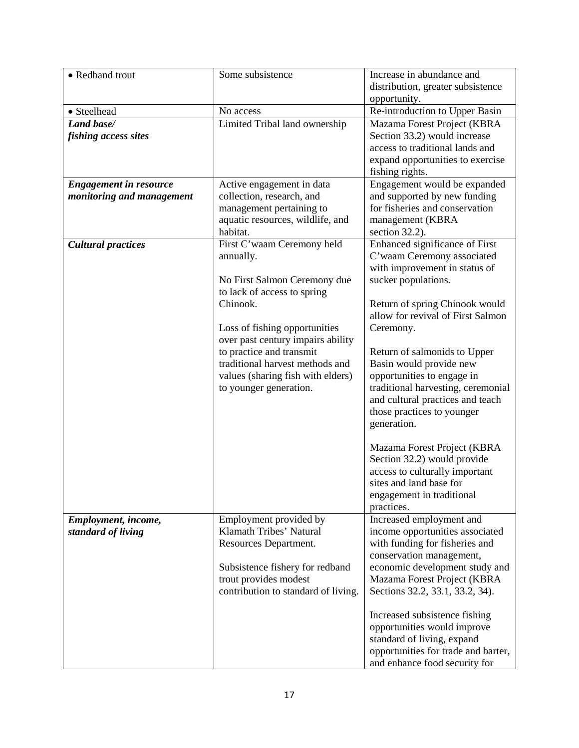| | | |
|---|---|---|
| • Redband trout | Some subsistence | Increase in abundance and distribution, greater subsistence opportunity. |
| • Steelhead | No access | Re-introduction to Upper Basin |
| ***Land base/ fishing access sites*** | Limited Tribal land ownership | Mazama Forest Project (KBRA Section 33.2) would increase access to traditional lands and expand opportunities to exercise fishing rights. |
| ***Engagement in resource monitoring and management*** | Active engagement in data collection, research, and management pertaining to aquatic resources, wildlife, and habitat. | Engagement would be expanded and supported by new funding for fisheries and conservation management (KBRA section 32.2). |
| ***Cultural practices*** | First C'waam Ceremony held annually.<br><br>No First Salmon Ceremony due to lack of access to spring Chinook.<br><br>Loss of fishing opportunities over past century impairs ability to practice and transmit traditional harvest methods and values (sharing fish with elders) to younger generation. | Enhanced significance of First C'waam Ceremony associated with improvement in status of sucker populations.<br><br>Return of spring Chinook would allow for revival of First Salmon Ceremony.<br><br>Return of salmonids to Upper Basin would provide new opportunities to engage in traditional harvesting, ceremonial and cultural practices and teach those practices to younger generation.<br><br>Mazama Forest Project (KBRA Section 32.2) would provide access to culturally important sites and land base for engagement in traditional practices. |
| ***Employment, income, standard of living*** | Employment provided by Klamath Tribes' Natural Resources Department.<br><br>Subsistence fishery for redband trout provides modest contribution to standard of living. | Increased employment and income opportunities associated with funding for fisheries and conservation management, economic development study and Mazama Forest Project (KBRA Sections 32.2, 33.1, 33.2, 34).<br><br>Increased subsistence fishing opportunities would improve standard of living, expand opportunities for trade and barter, and enhance food security for |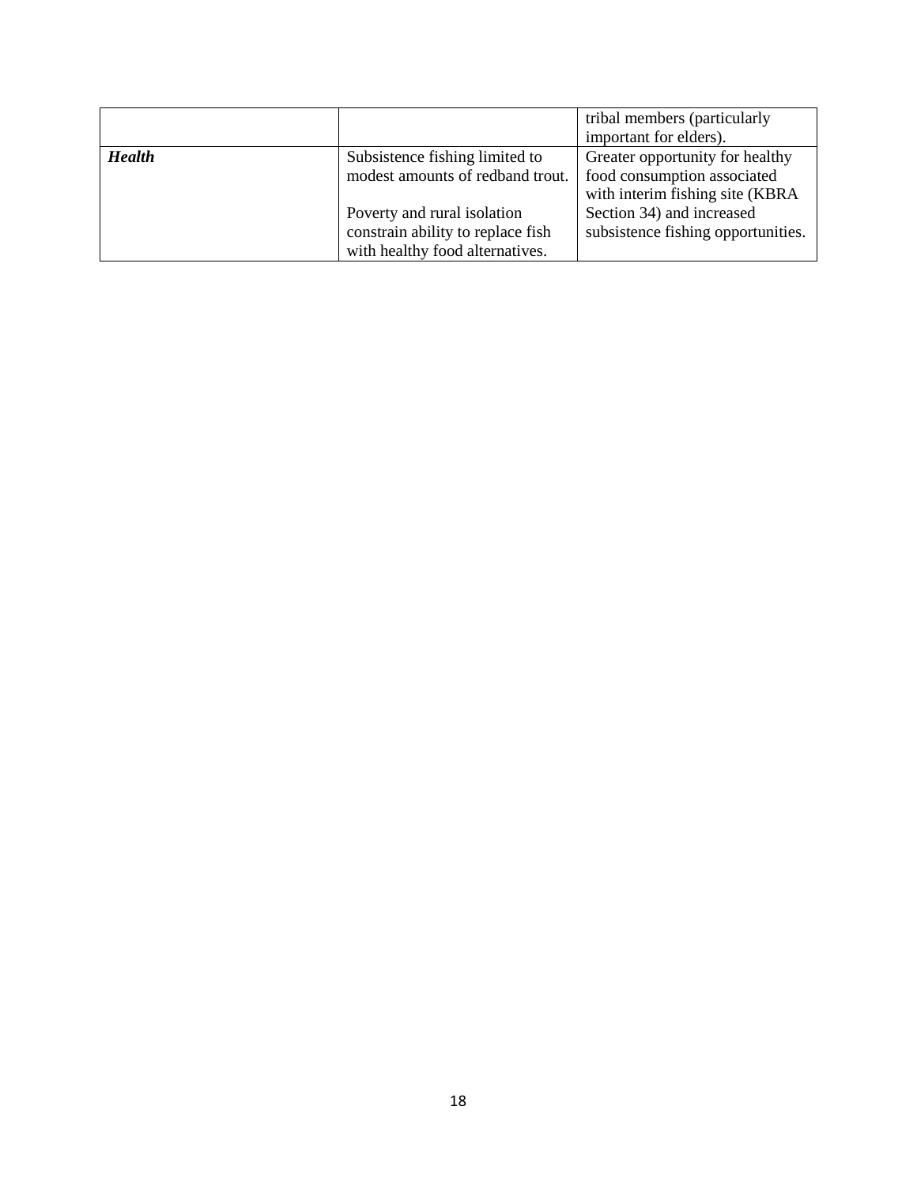| | | |
|---|---|---|
| | | tribal members (particularly important for elders). |
| ***Health*** | Subsistence fishing limited to modest amounts of redband trout.<br><br>Poverty and rural isolation constrain ability to replace fish with healthy food alternatives. | Greater opportunity for healthy food consumption associated with interim fishing site (KBRA Section 34) and increased subsistence fishing opportunities. |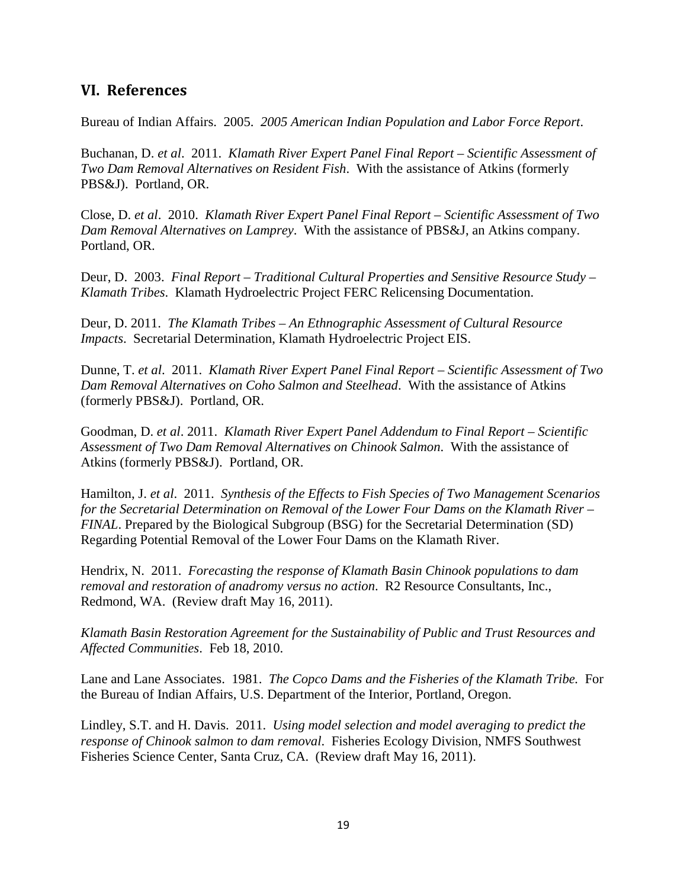## VI. References

Bureau of Indian Affairs. 2005. *2005 American Indian Population and Labor Force Report*.

Buchanan, D. *et al*. 2011. *Klamath River Expert Panel Final Report – Scientific Assessment of Two Dam Removal Alternatives on Resident Fish*. With the assistance of Atkins (formerly PBS&J). Portland, OR.

Close, D. *et al*. 2010. *Klamath River Expert Panel Final Report – Scientific Assessment of Two Dam Removal Alternatives on Lamprey*. With the assistance of PBS&J, an Atkins company. Portland, OR.

Deur, D. 2003. *Final Report – Traditional Cultural Properties and Sensitive Resource Study – Klamath Tribes*. Klamath Hydroelectric Project FERC Relicensing Documentation.

Deur, D. 2011. *The Klamath Tribes – An Ethnographic Assessment of Cultural Resource Impacts*. Secretarial Determination, Klamath Hydroelectric Project EIS.

Dunne, T. *et al*. 2011. *Klamath River Expert Panel Final Report – Scientific Assessment of Two Dam Removal Alternatives on Coho Salmon and Steelhead*. With the assistance of Atkins (formerly PBS&J). Portland, OR.

Goodman, D. *et al*. 2011. *Klamath River Expert Panel Addendum to Final Report – Scientific Assessment of Two Dam Removal Alternatives on Chinook Salmon*. With the assistance of Atkins (formerly PBS&J). Portland, OR.

Hamilton, J. *et al*. 2011. *Synthesis of the Effects to Fish Species of Two Management Scenarios for the Secretarial Determination on Removal of the Lower Four Dams on the Klamath River – FINAL*. Prepared by the Biological Subgroup (BSG) for the Secretarial Determination (SD) Regarding Potential Removal of the Lower Four Dams on the Klamath River.

Hendrix, N. 2011. *Forecasting the response of Klamath Basin Chinook populations to dam removal and restoration of anadromy versus no action*. R2 Resource Consultants, Inc., Redmond, WA. (Review draft May 16, 2011).

*Klamath Basin Restoration Agreement for the Sustainability of Public and Trust Resources and Affected Communities*. Feb 18, 2010.

Lane and Lane Associates. 1981. *The Copco Dams and the Fisheries of the Klamath Tribe.* For the Bureau of Indian Affairs, U.S. Department of the Interior, Portland, Oregon.

Lindley, S.T. and H. Davis. 2011. *Using model selection and model averaging to predict the response of Chinook salmon to dam removal*. Fisheries Ecology Division, NMFS Southwest Fisheries Science Center, Santa Cruz, CA. (Review draft May 16, 2011).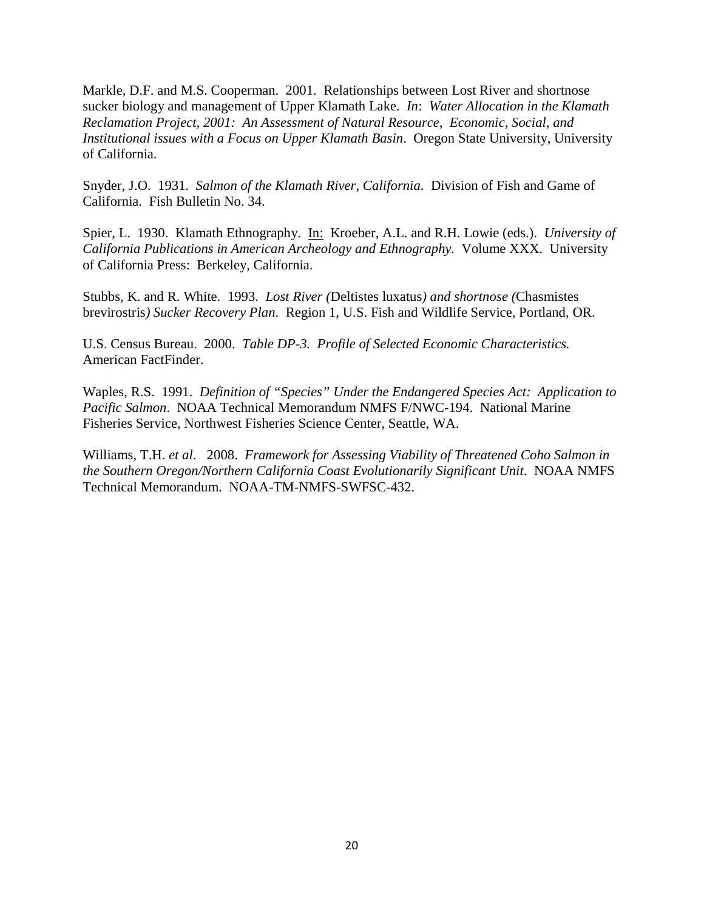Markle, D.F. and M.S. Cooperman. 2001. Relationships between Lost River and shortnose sucker biology and management of Upper Klamath Lake. *In*: *Water Allocation in the Klamath Reclamation Project, 2001: An Assessment of Natural Resource, Economic, Social, and Institutional issues with a Focus on Upper Klamath Basin*. Oregon State University, University of California.

Snyder, J.O. 1931. *Salmon of the Klamath River, California*. Division of Fish and Game of California. Fish Bulletin No. 34.

Spier, L. 1930. Klamath Ethnography. In: Kroeber, A.L. and R.H. Lowie (eds.). *University of California Publications in American Archeology and Ethnography.* Volume XXX. University of California Press: Berkeley, California.

Stubbs, K. and R. White. 1993. *Lost River (*Deltistes luxatus*) and shortnose (*Chasmistes brevirostris*) Sucker Recovery Plan*. Region 1, U.S. Fish and Wildlife Service, Portland, OR.

U.S. Census Bureau. 2000. *Table DP-3. Profile of Selected Economic Characteristics.* American FactFinder.

Waples, R.S. 1991. *Definition of "Species" Under the Endangered Species Act: Application to Pacific Salmon*. NOAA Technical Memorandum NMFS F/NWC-194. National Marine Fisheries Service, Northwest Fisheries Science Center, Seattle, WA.

Williams, T.H. *et al*. 2008. *Framework for Assessing Viability of Threatened Coho Salmon in the Southern Oregon/Northern California Coast Evolutionarily Significant Unit*. NOAA NMFS Technical Memorandum. NOAA-TM-NMFS-SWFSC-432.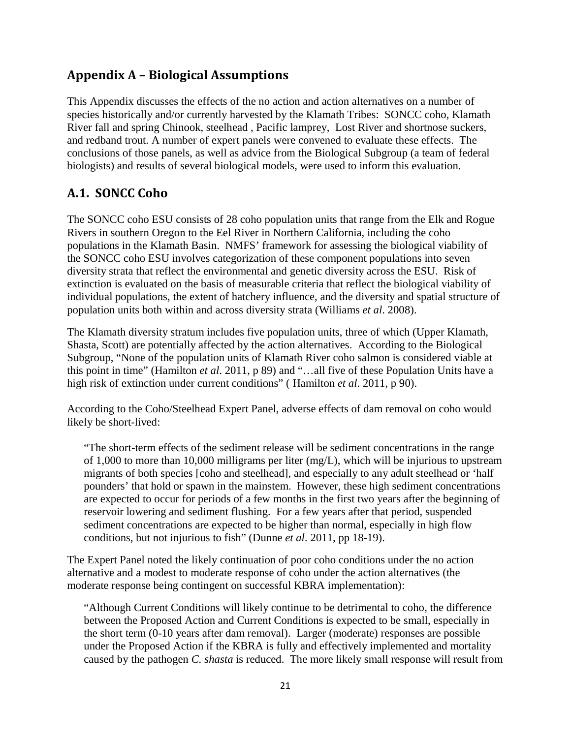## Appendix A – Biological Assumptions

This Appendix discusses the effects of the no action and action alternatives on a number of species historically and/or currently harvested by the Klamath Tribes: SONCC coho, Klamath River fall and spring Chinook, steelhead , Pacific lamprey, Lost River and shortnose suckers, and redband trout. A number of expert panels were convened to evaluate these effects. The conclusions of those panels, as well as advice from the Biological Subgroup (a team of federal biologists) and results of several biological models, were used to inform this evaluation.

## A.1. SONCC Coho

The SONCC coho ESU consists of 28 coho population units that range from the Elk and Rogue Rivers in southern Oregon to the Eel River in Northern California, including the coho populations in the Klamath Basin. NMFS' framework for assessing the biological viability of the SONCC coho ESU involves categorization of these component populations into seven diversity strata that reflect the environmental and genetic diversity across the ESU. Risk of extinction is evaluated on the basis of measurable criteria that reflect the biological viability of individual populations, the extent of hatchery influence, and the diversity and spatial structure of population units both within and across diversity strata (Williams *et al*. 2008).

The Klamath diversity stratum includes five population units, three of which (Upper Klamath, Shasta, Scott) are potentially affected by the action alternatives. According to the Biological Subgroup, "None of the population units of Klamath River coho salmon is considered viable at this point in time" (Hamilton *et al*. 2011, p 89) and "…all five of these Population Units have a high risk of extinction under current conditions" ( Hamilton *et al*. 2011, p 90).

According to the Coho/Steelhead Expert Panel, adverse effects of dam removal on coho would likely be short-lived:

> "The short-term effects of the sediment release will be sediment concentrations in the range of 1,000 to more than 10,000 milligrams per liter (mg/L), which will be injurious to upstream migrants of both species [coho and steelhead], and especially to any adult steelhead or 'half pounders' that hold or spawn in the mainstem. However, these high sediment concentrations are expected to occur for periods of a few months in the first two years after the beginning of reservoir lowering and sediment flushing. For a few years after that period, suspended sediment concentrations are expected to be higher than normal, especially in high flow conditions, but not injurious to fish" (Dunne *et al*. 2011, pp 18-19).

The Expert Panel noted the likely continuation of poor coho conditions under the no action alternative and a modest to moderate response of coho under the action alternatives (the moderate response being contingent on successful KBRA implementation):

> "Although Current Conditions will likely continue to be detrimental to coho, the difference between the Proposed Action and Current Conditions is expected to be small, especially in the short term (0-10 years after dam removal). Larger (moderate) responses are possible under the Proposed Action if the KBRA is fully and effectively implemented and mortality caused by the pathogen *C. shasta* is reduced. The more likely small response will result from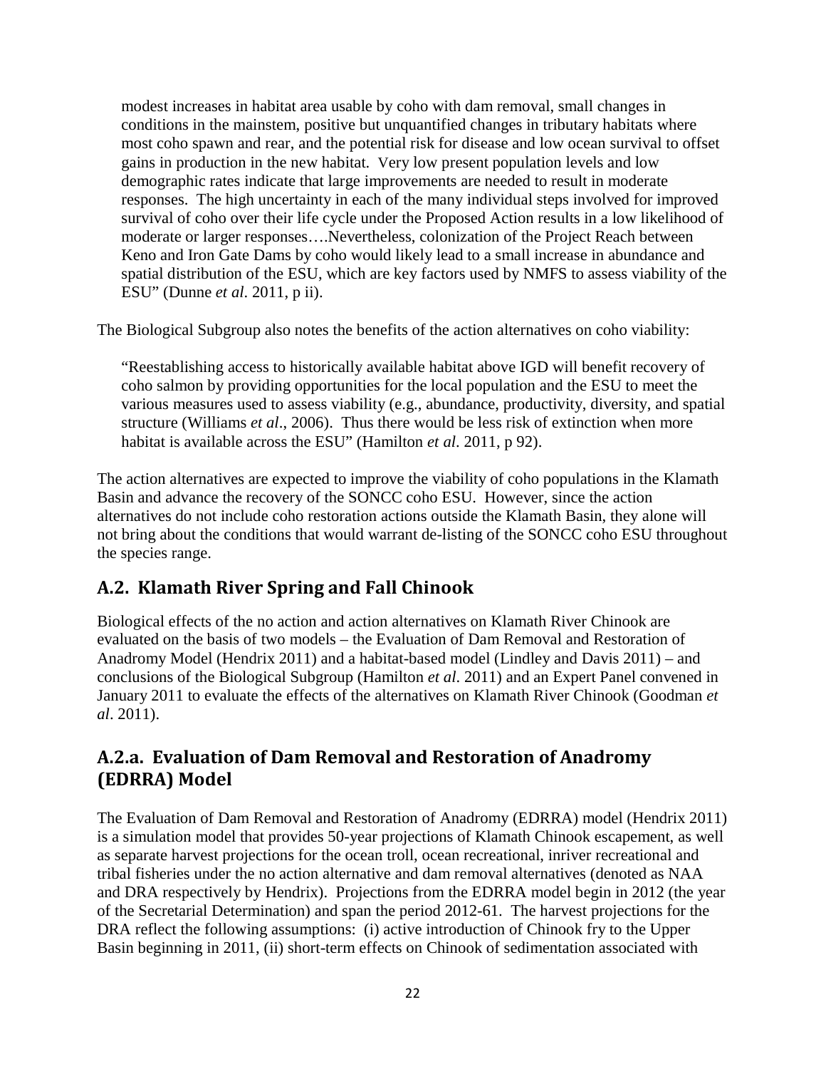> modest increases in habitat area usable by coho with dam removal, small changes in conditions in the mainstem, positive but unquantified changes in tributary habitats where most coho spawn and rear, and the potential risk for disease and low ocean survival to offset gains in production in the new habitat. Very low present population levels and low demographic rates indicate that large improvements are needed to result in moderate responses. The high uncertainty in each of the many individual steps involved for improved survival of coho over their life cycle under the Proposed Action results in a low likelihood of moderate or larger responses….Nevertheless, colonization of the Project Reach between Keno and Iron Gate Dams by coho would likely lead to a small increase in abundance and spatial distribution of the ESU, which are key factors used by NMFS to assess viability of the ESU" (Dunne *et al*. 2011, p ii).

The Biological Subgroup also notes the benefits of the action alternatives on coho viability:

> "Reestablishing access to historically available habitat above IGD will benefit recovery of coho salmon by providing opportunities for the local population and the ESU to meet the various measures used to assess viability (e.g., abundance, productivity, diversity, and spatial structure (Williams *et al*., 2006). Thus there would be less risk of extinction when more habitat is available across the ESU" (Hamilton *et al*. 2011, p 92).

The action alternatives are expected to improve the viability of coho populations in the Klamath Basin and advance the recovery of the SONCC coho ESU. However, since the action alternatives do not include coho restoration actions outside the Klamath Basin, they alone will not bring about the conditions that would warrant de-listing of the SONCC coho ESU throughout the species range.

## A.2. Klamath River Spring and Fall Chinook

Biological effects of the no action and action alternatives on Klamath River Chinook are evaluated on the basis of two models – the Evaluation of Dam Removal and Restoration of Anadromy Model (Hendrix 2011) and a habitat-based model (Lindley and Davis 2011) – and conclusions of the Biological Subgroup (Hamilton *et al*. 2011) and an Expert Panel convened in January 2011 to evaluate the effects of the alternatives on Klamath River Chinook (Goodman *et al*. 2011).

## A.2.a. Evaluation of Dam Removal and Restoration of Anadromy (EDRRA) Model

The Evaluation of Dam Removal and Restoration of Anadromy (EDRRA) model (Hendrix 2011) is a simulation model that provides 50-year projections of Klamath Chinook escapement, as well as separate harvest projections for the ocean troll, ocean recreational, inriver recreational and tribal fisheries under the no action alternative and dam removal alternatives (denoted as NAA and DRA respectively by Hendrix). Projections from the EDRRA model begin in 2012 (the year of the Secretarial Determination) and span the period 2012-61. The harvest projections for the DRA reflect the following assumptions: (i) active introduction of Chinook fry to the Upper Basin beginning in 2011, (ii) short-term effects on Chinook of sedimentation associated with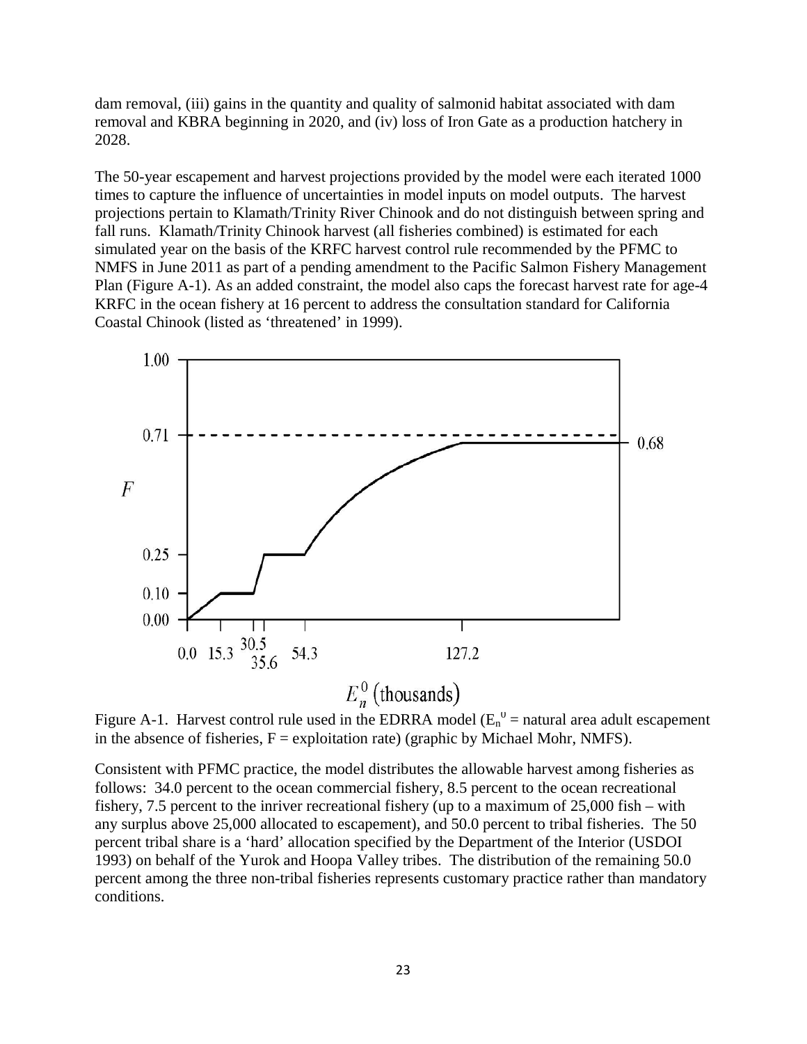dam removal, (iii) gains in the quantity and quality of salmonid habitat associated with dam removal and KBRA beginning in 2020, and (iv) loss of Iron Gate as a production hatchery in 2028.

The 50-year escapement and harvest projections provided by the model were each iterated 1000 times to capture the influence of uncertainties in model inputs on model outputs. The harvest projections pertain to Klamath/Trinity River Chinook and do not distinguish between spring and fall runs. Klamath/Trinity Chinook harvest (all fisheries combined) is estimated for each simulated year on the basis of the KRFC harvest control rule recommended by the PFMC to NMFS in June 2011 as part of a pending amendment to the Pacific Salmon Fishery Management Plan (Figure A-1). As an added constraint, the model also caps the forecast harvest rate for age-4 KRFC in the ocean fishery at 16 percent to address the consultation standard for California Coastal Chinook (listed as 'threatened' in 1999).

Figure A-1. Harvest control rule used in the EDRRA model ($E_n^0$ = natural area adult escapement in the absence of fisheries, F = exploitation rate) (graphic by Michael Mohr, NMFS).

Consistent with PFMC practice, the model distributes the allowable harvest among fisheries as follows: 34.0 percent to the ocean commercial fishery, 8.5 percent to the ocean recreational fishery, 7.5 percent to the inriver recreational fishery (up to a maximum of 25,000 fish – with any surplus above 25,000 allocated to escapement), and 50.0 percent to tribal fisheries. The 50 percent tribal share is a 'hard' allocation specified by the Department of the Interior (USDOI 1993) on behalf of the Yurok and Hoopa Valley tribes. The distribution of the remaining 50.0 percent among the three non-tribal fisheries represents customary practice rather than mandatory conditions.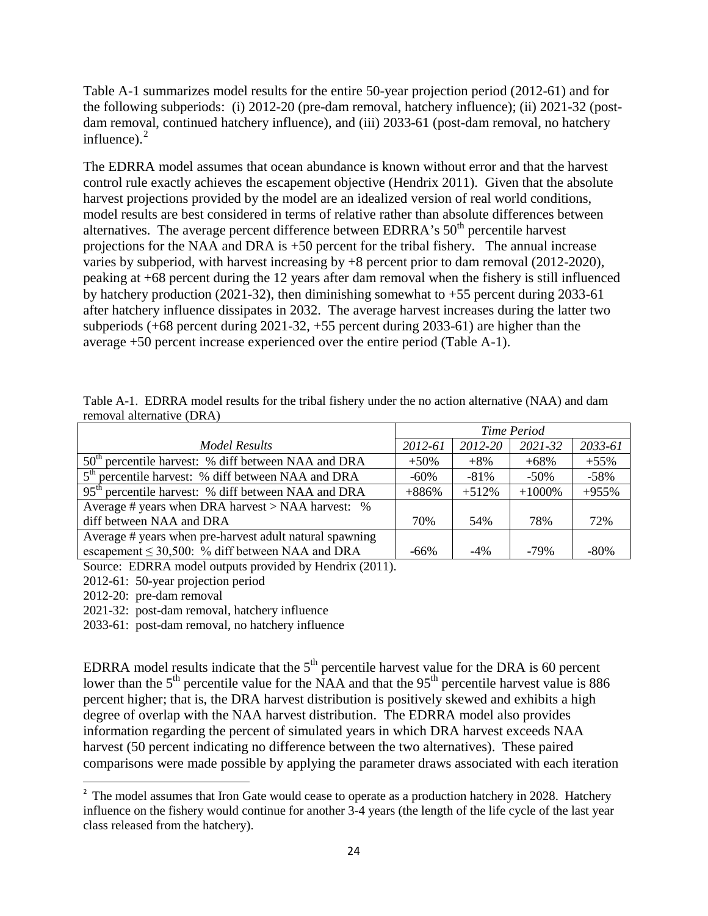Table A-1 summarizes model results for the entire 50-year projection period (2012-61) and for the following subperiods: (i) 2012-20 (pre-dam removal, hatchery influence); (ii) 2021-32 (post-dam removal, continued hatchery influence), and (iii) 2033-61 (post-dam removal, no hatchery influence).[2]

The EDRRA model assumes that ocean abundance is known without error and that the harvest control rule exactly achieves the escapement objective (Hendrix 2011). Given that the absolute harvest projections provided by the model are an idealized version of real world conditions, model results are best considered in terms of relative rather than absolute differences between alternatives. The average percent difference between EDRRA's $50^{th}$ percentile harvest projections for the NAA and DRA is +50 percent for the tribal fishery. The annual increase varies by subperiod, with harvest increasing by +8 percent prior to dam removal (2012-2020), peaking at +68 percent during the 12 years after dam removal when the fishery is still influenced by hatchery production (2021-32), then diminishing somewhat to +55 percent during 2033-61 after hatchery influence dissipates in 2032. The average harvest increases during the latter two subperiods (+68 percent during 2021-32, +55 percent during 2033-61) are higher than the average +50 percent increase experienced over the entire period (Table A-1).

Table A-1. EDRRA model results for the tribal fishery under the no action alternative (NAA) and dam removal alternative (DRA)

| | *Time Period* | | | |
|---|---|---|---|---|
| *Model Results* | *2012-61* | *2012-20* | *2021-32* | *2033-61* |
| $50^{th}$ percentile harvest: % diff between NAA and DRA | +50% | +8% | +68% | +55% |
| $5^{th}$ percentile harvest: % diff between NAA and DRA | -60% | -81% | -50% | -58% |
| $95^{th}$ percentile harvest: % diff between NAA and DRA | +886% | +512% | +1000% | +955% |
| Average # years when DRA harvest > NAA harvest: % diff between NAA and DRA | 70% | 54% | 78% | 72% |
| Average # years when pre-harvest adult natural spawning escapement ≤ 30,500: % diff between NAA and DRA | -66% | -4% | -79% | -80% |

Source: EDRRA model outputs provided by Hendrix (2011).

2012-61: 50-year projection period

2012-20: pre-dam removal

2021-32: post-dam removal, hatchery influence

2033-61: post-dam removal, no hatchery influence

EDRRA model results indicate that the $5^{th}$ percentile harvest value for the DRA is 60 percent lower than the $5^{th}$ percentile value for the NAA and that the $95^{th}$ percentile harvest value is 886 percent higher; that is, the DRA harvest distribution is positively skewed and exhibits a high degree of overlap with the NAA harvest distribution. The EDRRA model also provides information regarding the percent of simulated years in which DRA harvest exceeds NAA harvest (50 percent indicating no difference between the two alternatives). These paired comparisons were made possible by applying the parameter draws associated with each iteration

[2] The model assumes that Iron Gate would cease to operate as a production hatchery in 2028. Hatchery influence on the fishery would continue for another 3-4 years (the length of the life cycle of the last year class released from the hatchery).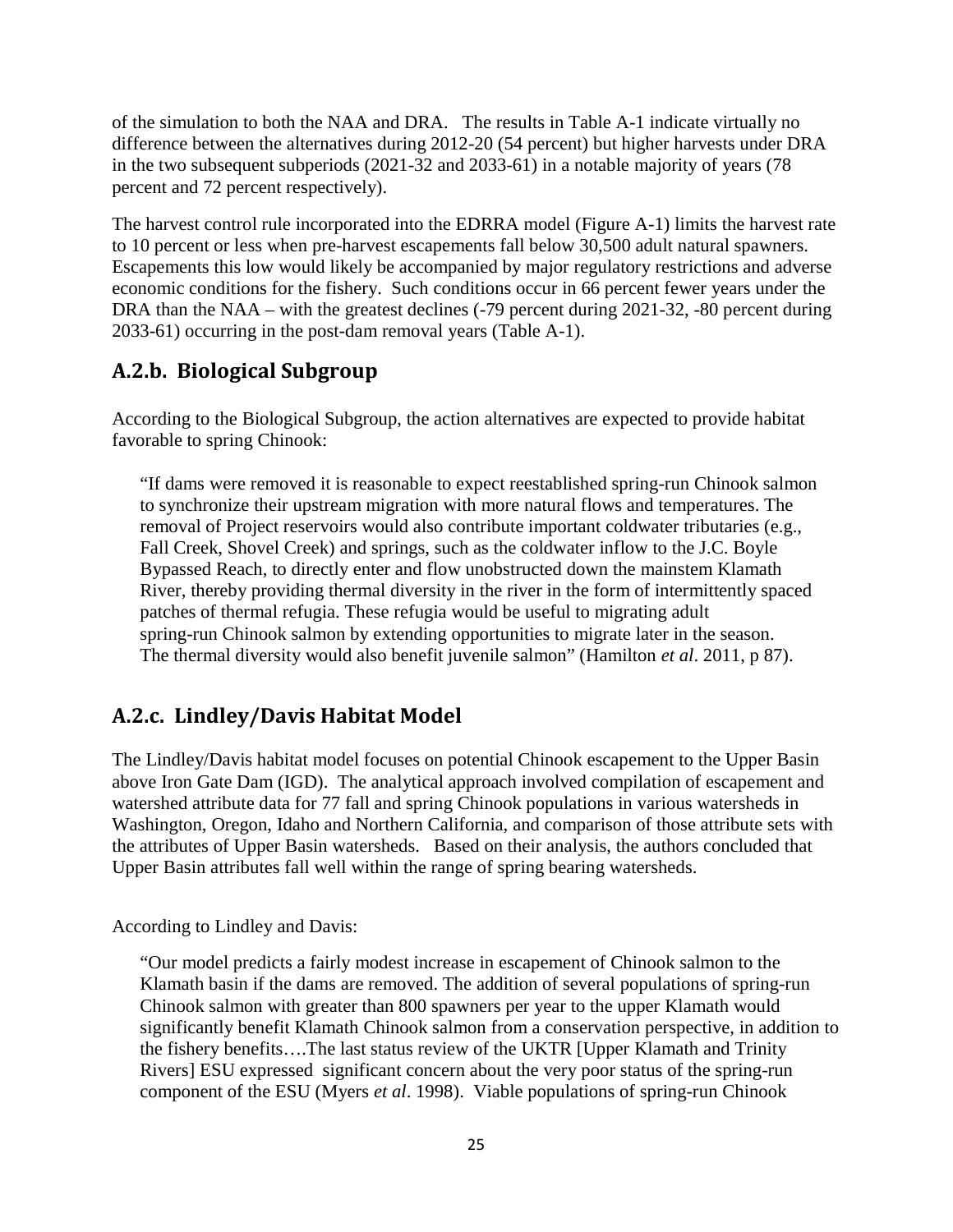of the simulation to both the NAA and DRA. The results in Table A-1 indicate virtually no difference between the alternatives during 2012-20 (54 percent) but higher harvests under DRA in the two subsequent subperiods (2021-32 and 2033-61) in a notable majority of years (78 percent and 72 percent respectively).

The harvest control rule incorporated into the EDRRA model (Figure A-1) limits the harvest rate to 10 percent or less when pre-harvest escapements fall below 30,500 adult natural spawners. Escapements this low would likely be accompanied by major regulatory restrictions and adverse economic conditions for the fishery. Such conditions occur in 66 percent fewer years under the DRA than the NAA – with the greatest declines (-79 percent during 2021-32, -80 percent during 2033-61) occurring in the post-dam removal years (Table A-1).

## A.2.b. Biological Subgroup

According to the Biological Subgroup, the action alternatives are expected to provide habitat favorable to spring Chinook:

> "If dams were removed it is reasonable to expect reestablished spring-run Chinook salmon to synchronize their upstream migration with more natural flows and temperatures. The removal of Project reservoirs would also contribute important coldwater tributaries (e.g., Fall Creek, Shovel Creek) and springs, such as the coldwater inflow to the J.C. Boyle Bypassed Reach, to directly enter and flow unobstructed down the mainstem Klamath River, thereby providing thermal diversity in the river in the form of intermittently spaced patches of thermal refugia. These refugia would be useful to migrating adult spring-run Chinook salmon by extending opportunities to migrate later in the season. The thermal diversity would also benefit juvenile salmon" (Hamilton *et al*. 2011, p 87).

## A.2.c. Lindley/Davis Habitat Model

The Lindley/Davis habitat model focuses on potential Chinook escapement to the Upper Basin above Iron Gate Dam (IGD). The analytical approach involved compilation of escapement and watershed attribute data for 77 fall and spring Chinook populations in various watersheds in Washington, Oregon, Idaho and Northern California, and comparison of those attribute sets with the attributes of Upper Basin watersheds. Based on their analysis, the authors concluded that Upper Basin attributes fall well within the range of spring bearing watersheds.

According to Lindley and Davis:

> "Our model predicts a fairly modest increase in escapement of Chinook salmon to the Klamath basin if the dams are removed. The addition of several populations of spring-run Chinook salmon with greater than 800 spawners per year to the upper Klamath would significantly benefit Klamath Chinook salmon from a conservation perspective, in addition to the fishery benefits….The last status review of the UKTR [Upper Klamath and Trinity Rivers] ESU expressed significant concern about the very poor status of the spring-run component of the ESU (Myers *et al*. 1998). Viable populations of spring-run Chinook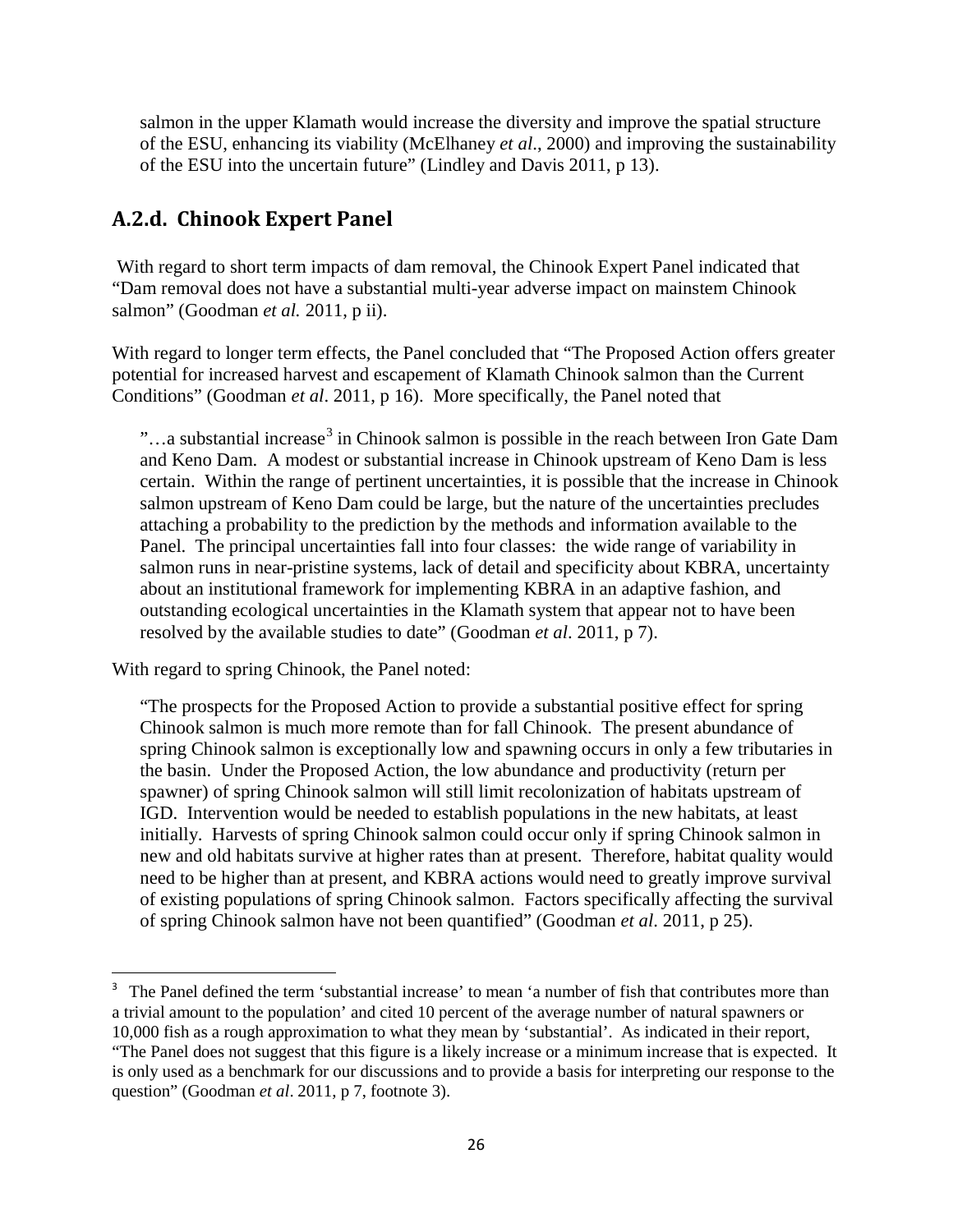salmon in the upper Klamath would increase the diversity and improve the spatial structure of the ESU, enhancing its viability (McElhaney *et al*., 2000) and improving the sustainability of the ESU into the uncertain future" (Lindley and Davis 2011, p 13).

## A.2.d. Chinook Expert Panel

With regard to short term impacts of dam removal, the Chinook Expert Panel indicated that "Dam removal does not have a substantial multi-year adverse impact on mainstem Chinook salmon" (Goodman *et al.* 2011, p ii).

With regard to longer term effects, the Panel concluded that "The Proposed Action offers greater potential for increased harvest and escapement of Klamath Chinook salmon than the Current Conditions" (Goodman *et al*. 2011, p 16). More specifically, the Panel noted that

> "…a substantial increase[3] in Chinook salmon is possible in the reach between Iron Gate Dam and Keno Dam. A modest or substantial increase in Chinook upstream of Keno Dam is less certain. Within the range of pertinent uncertainties, it is possible that the increase in Chinook salmon upstream of Keno Dam could be large, but the nature of the uncertainties precludes attaching a probability to the prediction by the methods and information available to the Panel. The principal uncertainties fall into four classes: the wide range of variability in salmon runs in near-pristine systems, lack of detail and specificity about KBRA, uncertainty about an institutional framework for implementing KBRA in an adaptive fashion, and outstanding ecological uncertainties in the Klamath system that appear not to have been resolved by the available studies to date" (Goodman *et al*. 2011, p 7).

With regard to spring Chinook, the Panel noted:

> "The prospects for the Proposed Action to provide a substantial positive effect for spring Chinook salmon is much more remote than for fall Chinook. The present abundance of spring Chinook salmon is exceptionally low and spawning occurs in only a few tributaries in the basin. Under the Proposed Action, the low abundance and productivity (return per spawner) of spring Chinook salmon will still limit recolonization of habitats upstream of IGD. Intervention would be needed to establish populations in the new habitats, at least initially. Harvests of spring Chinook salmon could occur only if spring Chinook salmon in new and old habitats survive at higher rates than at present. Therefore, habitat quality would need to be higher than at present, and KBRA actions would need to greatly improve survival of existing populations of spring Chinook salmon. Factors specifically affecting the survival of spring Chinook salmon have not been quantified" (Goodman *et al*. 2011, p 25).

---

[3] The Panel defined the term 'substantial increase' to mean 'a number of fish that contributes more than a trivial amount to the population' and cited 10 percent of the average number of natural spawners or 10,000 fish as a rough approximation to what they mean by 'substantial'. As indicated in their report, "The Panel does not suggest that this figure is a likely increase or a minimum increase that is expected. It is only used as a benchmark for our discussions and to provide a basis for interpreting our response to the question" (Goodman *et al*. 2011, p 7, footnote 3).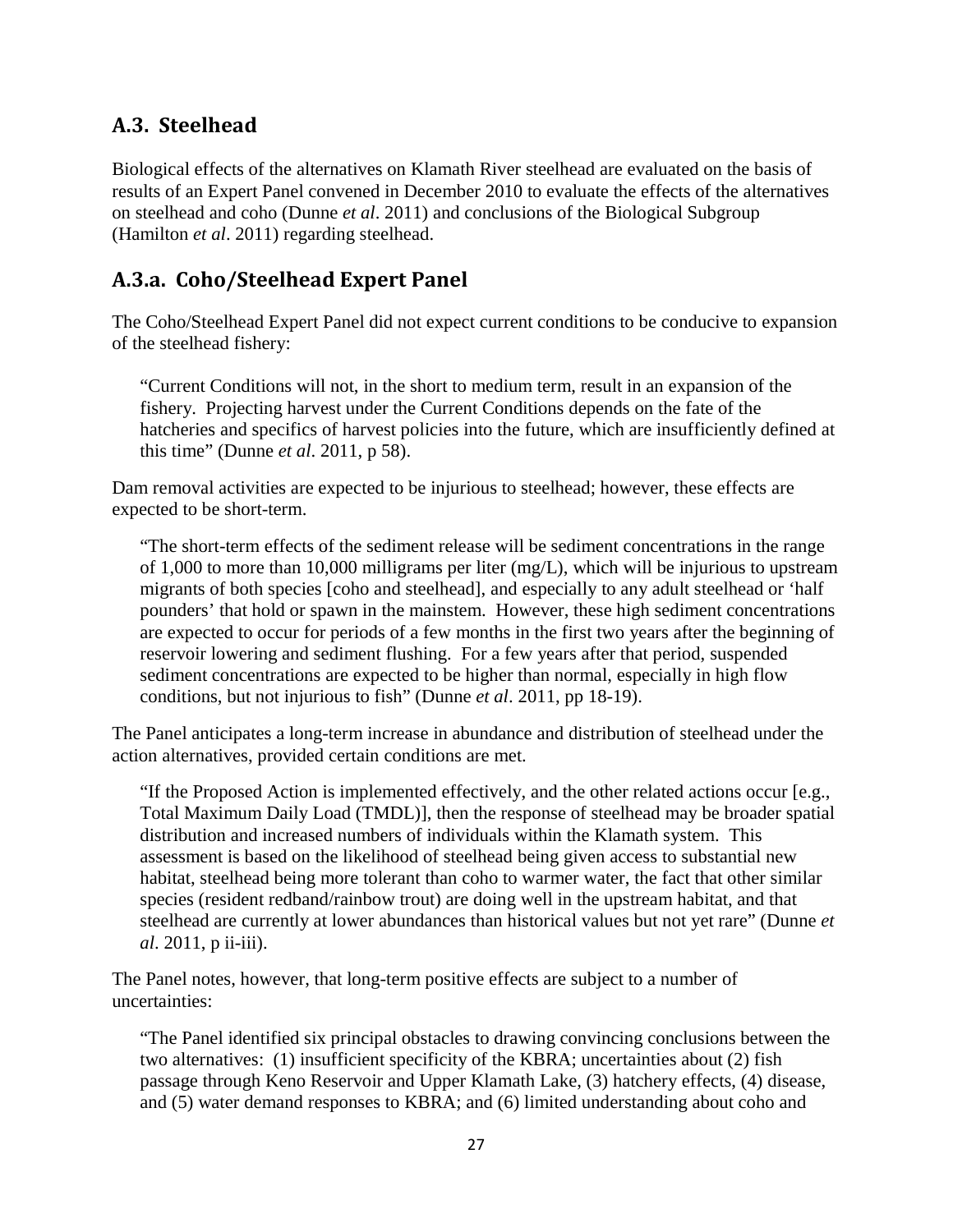## A.3. Steelhead

Biological effects of the alternatives on Klamath River steelhead are evaluated on the basis of results of an Expert Panel convened in December 2010 to evaluate the effects of the alternatives on steelhead and coho (Dunne *et al*. 2011) and conclusions of the Biological Subgroup (Hamilton *et al*. 2011) regarding steelhead.

## A.3.a. Coho/Steelhead Expert Panel

The Coho/Steelhead Expert Panel did not expect current conditions to be conducive to expansion of the steelhead fishery:

> "Current Conditions will not, in the short to medium term, result in an expansion of the fishery. Projecting harvest under the Current Conditions depends on the fate of the hatcheries and specifics of harvest policies into the future, which are insufficiently defined at this time" (Dunne *et al*. 2011, p 58).

Dam removal activities are expected to be injurious to steelhead; however, these effects are expected to be short-term.

> "The short-term effects of the sediment release will be sediment concentrations in the range of 1,000 to more than 10,000 milligrams per liter (mg/L), which will be injurious to upstream migrants of both species [coho and steelhead], and especially to any adult steelhead or 'half pounders' that hold or spawn in the mainstem. However, these high sediment concentrations are expected to occur for periods of a few months in the first two years after the beginning of reservoir lowering and sediment flushing. For a few years after that period, suspended sediment concentrations are expected to be higher than normal, especially in high flow conditions, but not injurious to fish" (Dunne *et al*. 2011, pp 18-19).

The Panel anticipates a long-term increase in abundance and distribution of steelhead under the action alternatives, provided certain conditions are met.

> "If the Proposed Action is implemented effectively, and the other related actions occur [e.g., Total Maximum Daily Load (TMDL)], then the response of steelhead may be broader spatial distribution and increased numbers of individuals within the Klamath system. This assessment is based on the likelihood of steelhead being given access to substantial new habitat, steelhead being more tolerant than coho to warmer water, the fact that other similar species (resident redband/rainbow trout) are doing well in the upstream habitat, and that steelhead are currently at lower abundances than historical values but not yet rare" (Dunne *et al*. 2011, p ii-iii).

The Panel notes, however, that long-term positive effects are subject to a number of uncertainties:

> "The Panel identified six principal obstacles to drawing convincing conclusions between the two alternatives: (1) insufficient specificity of the KBRA; uncertainties about (2) fish passage through Keno Reservoir and Upper Klamath Lake, (3) hatchery effects, (4) disease, and (5) water demand responses to KBRA; and (6) limited understanding about coho and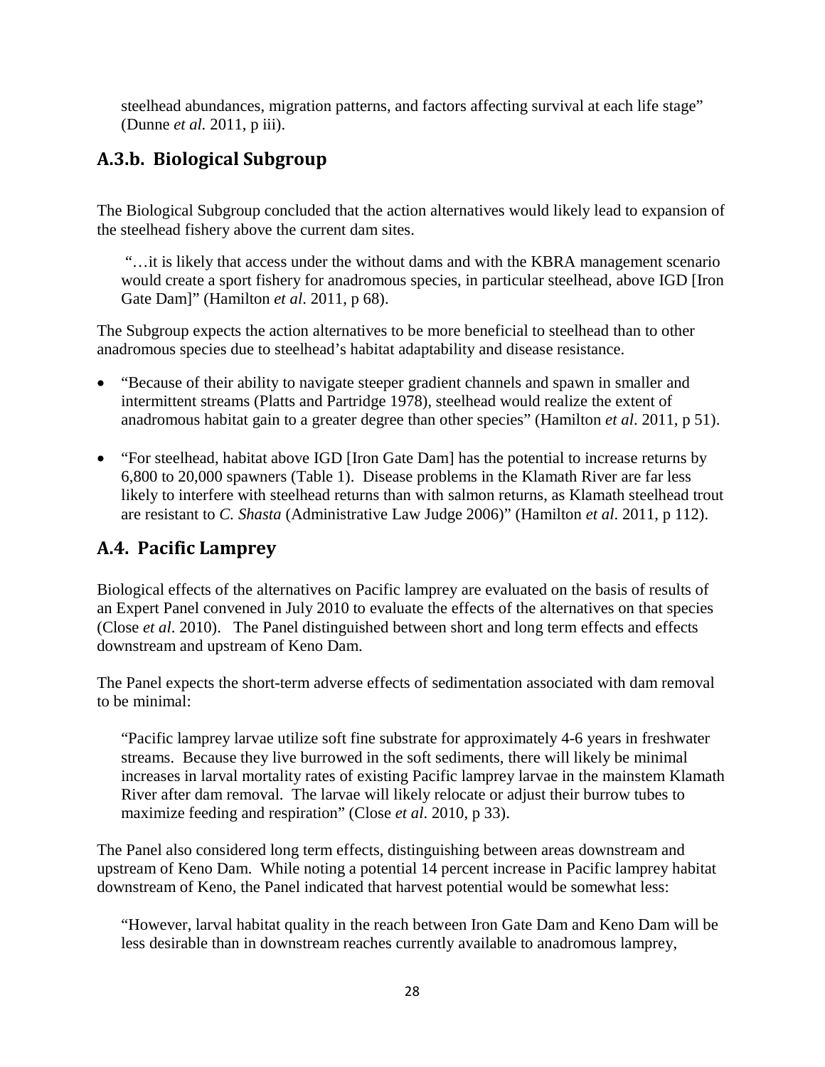steelhead abundances, migration patterns, and factors affecting survival at each life stage" (Dunne *et al.* 2011, p iii).

## A.3.b. Biological Subgroup

The Biological Subgroup concluded that the action alternatives would likely lead to expansion of the steelhead fishery above the current dam sites.

> "…it is likely that access under the without dams and with the KBRA management scenario would create a sport fishery for anadromous species, in particular steelhead, above IGD [Iron Gate Dam]" (Hamilton *et al*. 2011, p 68).

The Subgroup expects the action alternatives to be more beneficial to steelhead than to other anadromous species due to steelhead's habitat adaptability and disease resistance.

- "Because of their ability to navigate steeper gradient channels and spawn in smaller and intermittent streams (Platts and Partridge 1978), steelhead would realize the extent of anadromous habitat gain to a greater degree than other species" (Hamilton *et al*. 2011, p 51).
- "For steelhead, habitat above IGD [Iron Gate Dam] has the potential to increase returns by 6,800 to 20,000 spawners (Table 1). Disease problems in the Klamath River are far less likely to interfere with steelhead returns than with salmon returns, as Klamath steelhead trout are resistant to *C. Shasta* (Administrative Law Judge 2006)" (Hamilton *et al*. 2011, p 112).

## A.4. Pacific Lamprey

Biological effects of the alternatives on Pacific lamprey are evaluated on the basis of results of an Expert Panel convened in July 2010 to evaluate the effects of the alternatives on that species (Close *et al*. 2010). The Panel distinguished between short and long term effects and effects downstream and upstream of Keno Dam.

The Panel expects the short-term adverse effects of sedimentation associated with dam removal to be minimal:

> "Pacific lamprey larvae utilize soft fine substrate for approximately 4-6 years in freshwater streams. Because they live burrowed in the soft sediments, there will likely be minimal increases in larval mortality rates of existing Pacific lamprey larvae in the mainstem Klamath River after dam removal. The larvae will likely relocate or adjust their burrow tubes to maximize feeding and respiration" (Close *et al*. 2010, p 33).

The Panel also considered long term effects, distinguishing between areas downstream and upstream of Keno Dam. While noting a potential 14 percent increase in Pacific lamprey habitat downstream of Keno, the Panel indicated that harvest potential would be somewhat less:

> "However, larval habitat quality in the reach between Iron Gate Dam and Keno Dam will be less desirable than in downstream reaches currently available to anadromous lamprey,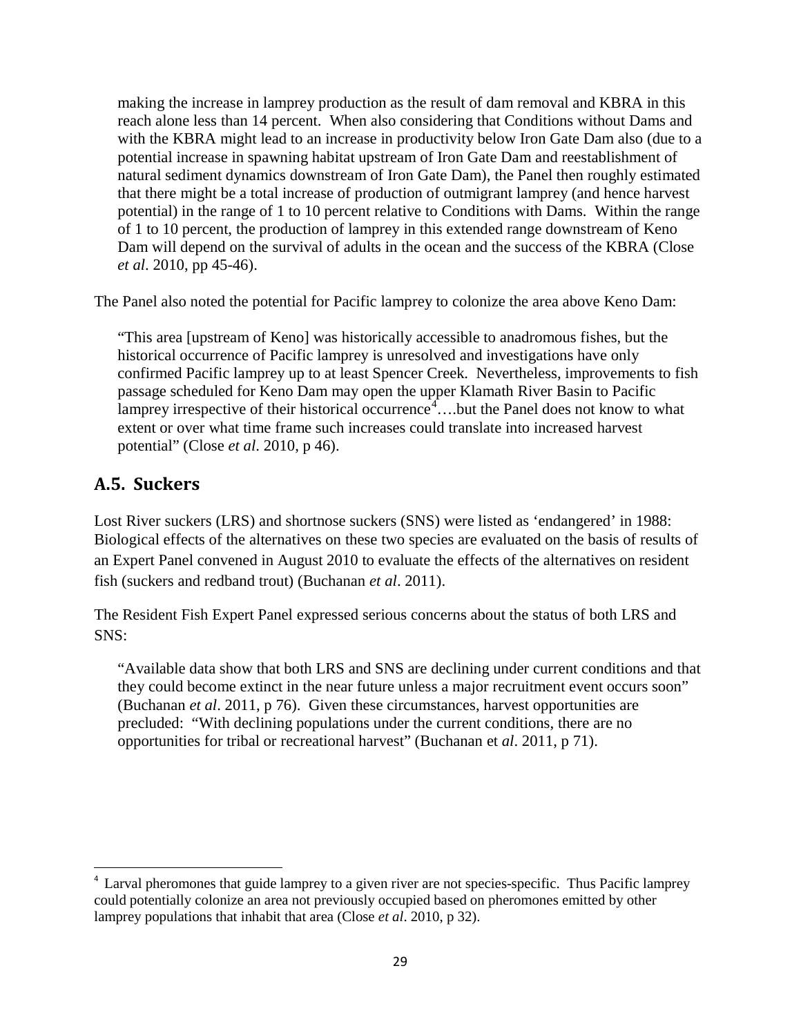making the increase in lamprey production as the result of dam removal and KBRA in this reach alone less than 14 percent. When also considering that Conditions without Dams and with the KBRA might lead to an increase in productivity below Iron Gate Dam also (due to a potential increase in spawning habitat upstream of Iron Gate Dam and reestablishment of natural sediment dynamics downstream of Iron Gate Dam), the Panel then roughly estimated that there might be a total increase of production of outmigrant lamprey (and hence harvest potential) in the range of 1 to 10 percent relative to Conditions with Dams. Within the range of 1 to 10 percent, the production of lamprey in this extended range downstream of Keno Dam will depend on the survival of adults in the ocean and the success of the KBRA (Close *et al*. 2010, pp 45-46).

The Panel also noted the potential for Pacific lamprey to colonize the area above Keno Dam:

> "This area [upstream of Keno] was historically accessible to anadromous fishes, but the historical occurrence of Pacific lamprey is unresolved and investigations have only confirmed Pacific lamprey up to at least Spencer Creek. Nevertheless, improvements to fish passage scheduled for Keno Dam may open the upper Klamath River Basin to Pacific lamprey irrespective of their historical occurrence[4]….but the Panel does not know to what extent or over what time frame such increases could translate into increased harvest potential" (Close *et al*. 2010, p 46).

## A.5. Suckers

Lost River suckers (LRS) and shortnose suckers (SNS) were listed as 'endangered' in 1988: Biological effects of the alternatives on these two species are evaluated on the basis of results of an Expert Panel convened in August 2010 to evaluate the effects of the alternatives on resident fish (suckers and redband trout) (Buchanan *et al*. 2011).

The Resident Fish Expert Panel expressed serious concerns about the status of both LRS and SNS:

> "Available data show that both LRS and SNS are declining under current conditions and that they could become extinct in the near future unless a major recruitment event occurs soon" (Buchanan *et al*. 2011, p 76). Given these circumstances, harvest opportunities are precluded: "With declining populations under the current conditions, there are no opportunities for tribal or recreational harvest" (Buchanan et *al*. 2011, p 71).

[4] Larval pheromones that guide lamprey to a given river are not species-specific. Thus Pacific lamprey could potentially colonize an area not previously occupied based on pheromones emitted by other lamprey populations that inhabit that area (Close *et al*. 2010, p 32).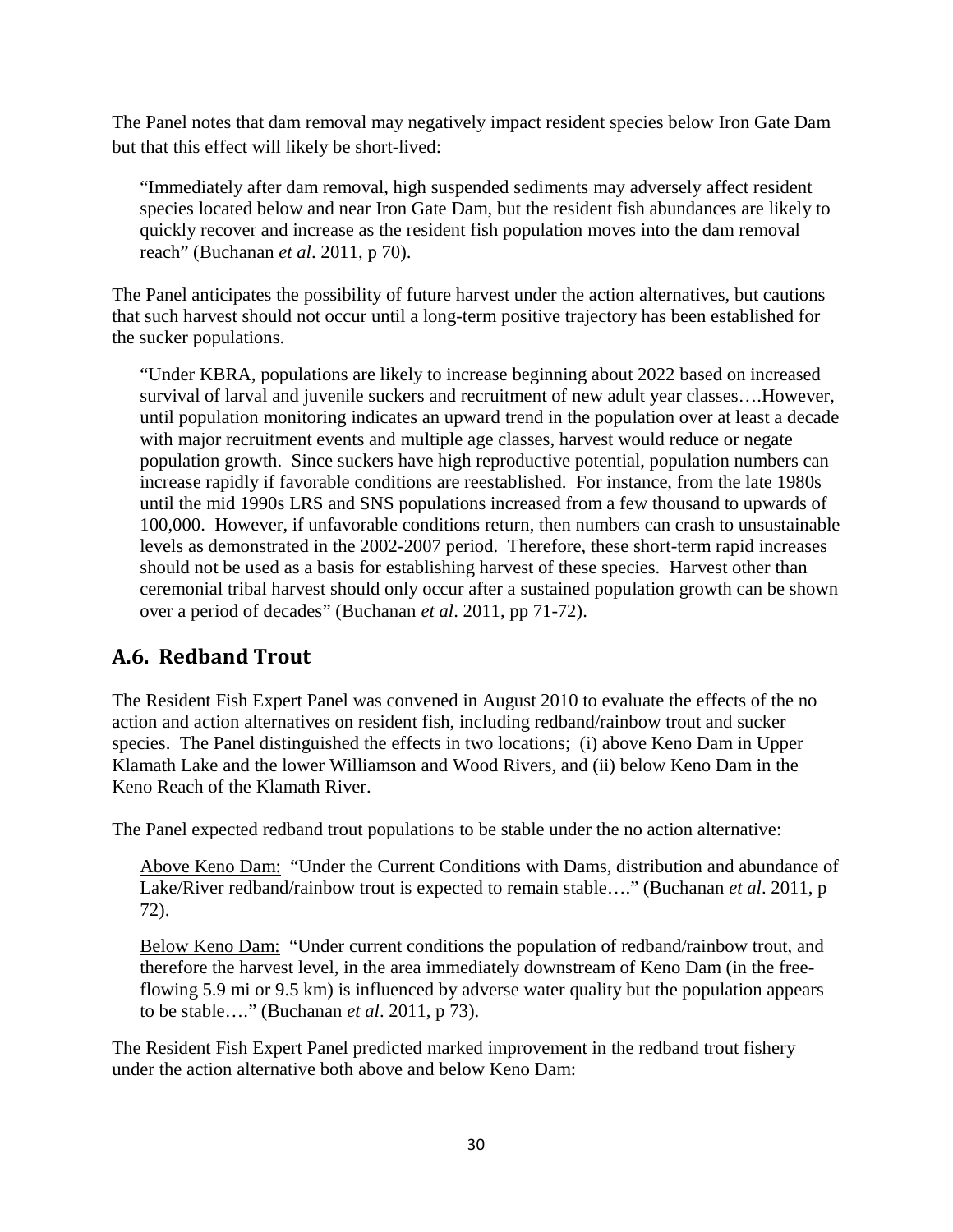The Panel notes that dam removal may negatively impact resident species below Iron Gate Dam but that this effect will likely be short-lived:

> "Immediately after dam removal, high suspended sediments may adversely affect resident species located below and near Iron Gate Dam, but the resident fish abundances are likely to quickly recover and increase as the resident fish population moves into the dam removal reach" (Buchanan *et al*. 2011, p 70).

The Panel anticipates the possibility of future harvest under the action alternatives, but cautions that such harvest should not occur until a long-term positive trajectory has been established for the sucker populations.

> "Under KBRA, populations are likely to increase beginning about 2022 based on increased survival of larval and juvenile suckers and recruitment of new adult year classes….However, until population monitoring indicates an upward trend in the population over at least a decade with major recruitment events and multiple age classes, harvest would reduce or negate population growth. Since suckers have high reproductive potential, population numbers can increase rapidly if favorable conditions are reestablished. For instance, from the late 1980s until the mid 1990s LRS and SNS populations increased from a few thousand to upwards of 100,000. However, if unfavorable conditions return, then numbers can crash to unsustainable levels as demonstrated in the 2002-2007 period. Therefore, these short-term rapid increases should not be used as a basis for establishing harvest of these species. Harvest other than ceremonial tribal harvest should only occur after a sustained population growth can be shown over a period of decades" (Buchanan *et al*. 2011, pp 71-72).

## A.6. Redband Trout

The Resident Fish Expert Panel was convened in August 2010 to evaluate the effects of the no action and action alternatives on resident fish, including redband/rainbow trout and sucker species. The Panel distinguished the effects in two locations; (i) above Keno Dam in Upper Klamath Lake and the lower Williamson and Wood Rivers, and (ii) below Keno Dam in the Keno Reach of the Klamath River.

The Panel expected redband trout populations to be stable under the no action alternative:

> Above Keno Dam: "Under the Current Conditions with Dams, distribution and abundance of Lake/River redband/rainbow trout is expected to remain stable…." (Buchanan *et al*. 2011, p 72).

> Below Keno Dam: "Under current conditions the population of redband/rainbow trout, and therefore the harvest level, in the area immediately downstream of Keno Dam (in the free-flowing 5.9 mi or 9.5 km) is influenced by adverse water quality but the population appears to be stable…." (Buchanan *et al*. 2011, p 73).

The Resident Fish Expert Panel predicted marked improvement in the redband trout fishery under the action alternative both above and below Keno Dam: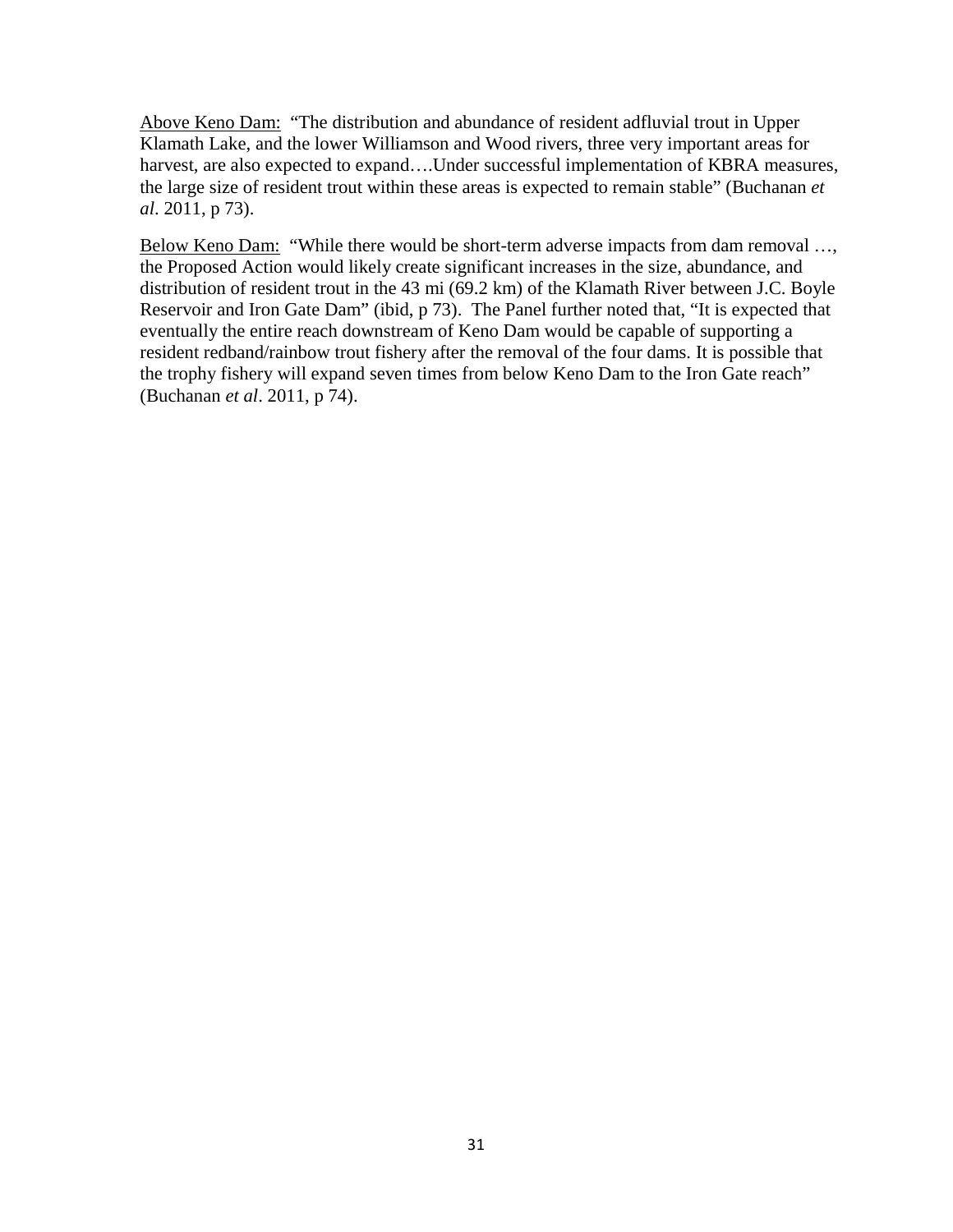Above Keno Dam: "The distribution and abundance of resident adfluvial trout in Upper Klamath Lake, and the lower Williamson and Wood rivers, three very important areas for harvest, are also expected to expand….Under successful implementation of KBRA measures, the large size of resident trout within these areas is expected to remain stable" (Buchanan *et al*. 2011, p 73).

Below Keno Dam: "While there would be short-term adverse impacts from dam removal …, the Proposed Action would likely create significant increases in the size, abundance, and distribution of resident trout in the 43 mi (69.2 km) of the Klamath River between J.C. Boyle Reservoir and Iron Gate Dam" (ibid, p 73). The Panel further noted that, "It is expected that eventually the entire reach downstream of Keno Dam would be capable of supporting a resident redband/rainbow trout fishery after the removal of the four dams. It is possible that the trophy fishery will expand seven times from below Keno Dam to the Iron Gate reach" (Buchanan *et al*. 2011, p 74).